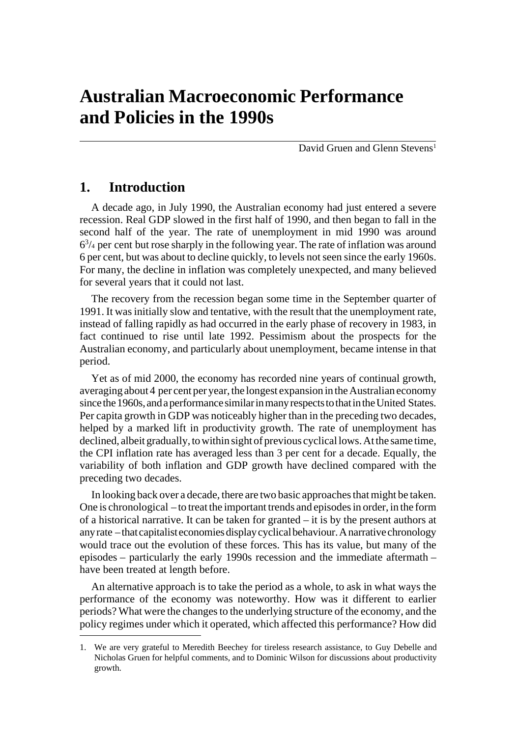# Australian Macroeconomic Performance and Policies in the 1990s

David Gruen and Glenn Stevens[1]

## 1. Introduction

A decade ago, in July 1990, the Australian economy had just entered a severe recession. Real GDP slowed in the first half of 1990, and then began to fall in the second half of the year. The rate of unemployment in mid 1990 was around $6^{3}/_{4}$ per cent but rose sharply in the following year. The rate of inflation was around 6 per cent, but was about to decline quickly, to levels not seen since the early 1960s. For many, the decline in inflation was completely unexpected, and many believed for several years that it could not last.

The recovery from the recession began some time in the September quarter of 1991. It was initially slow and tentative, with the result that the unemployment rate, instead of falling rapidly as had occurred in the early phase of recovery in 1983, in fact continued to rise until late 1992. Pessimism about the prospects for the Australian economy, and particularly about unemployment, became intense in that period.

Yet as of mid 2000, the economy has recorded nine years of continual growth, averaging about 4 per cent per year, the longest expansion in the Australian economy since the 1960s, and a performance similar in many respects to that in the United States. Per capita growth in GDP was noticeably higher than in the preceding two decades, helped by a marked lift in productivity growth. The rate of unemployment has declined, albeit gradually, to within sight of previous cyclical lows. At the same time, the CPI inflation rate has averaged less than 3 per cent for a decade. Equally, the variability of both inflation and GDP growth have declined compared with the preceding two decades.

In looking back over a decade, there are two basic approaches that might be taken. One is chronological – to treat the important trends and episodes in order, in the form of a historical narrative. It can be taken for granted – it is by the present authors at any rate – that capitalist economies display cyclical behaviour. A narrative chronology would trace out the evolution of these forces. This has its value, but many of the episodes – particularly the early 1990s recession and the immediate aftermath – have been treated at length before.

An alternative approach is to take the period as a whole, to ask in what ways the performance of the economy was noteworthy. How was it different to earlier periods? What were the changes to the underlying structure of the economy, and the policy regimes under which it operated, which affected this performance? How did

1. We are very grateful to Meredith Beechey for tireless research assistance, to Guy Debelle and Nicholas Gruen for helpful comments, and to Dominic Wilson for discussions about productivity growth.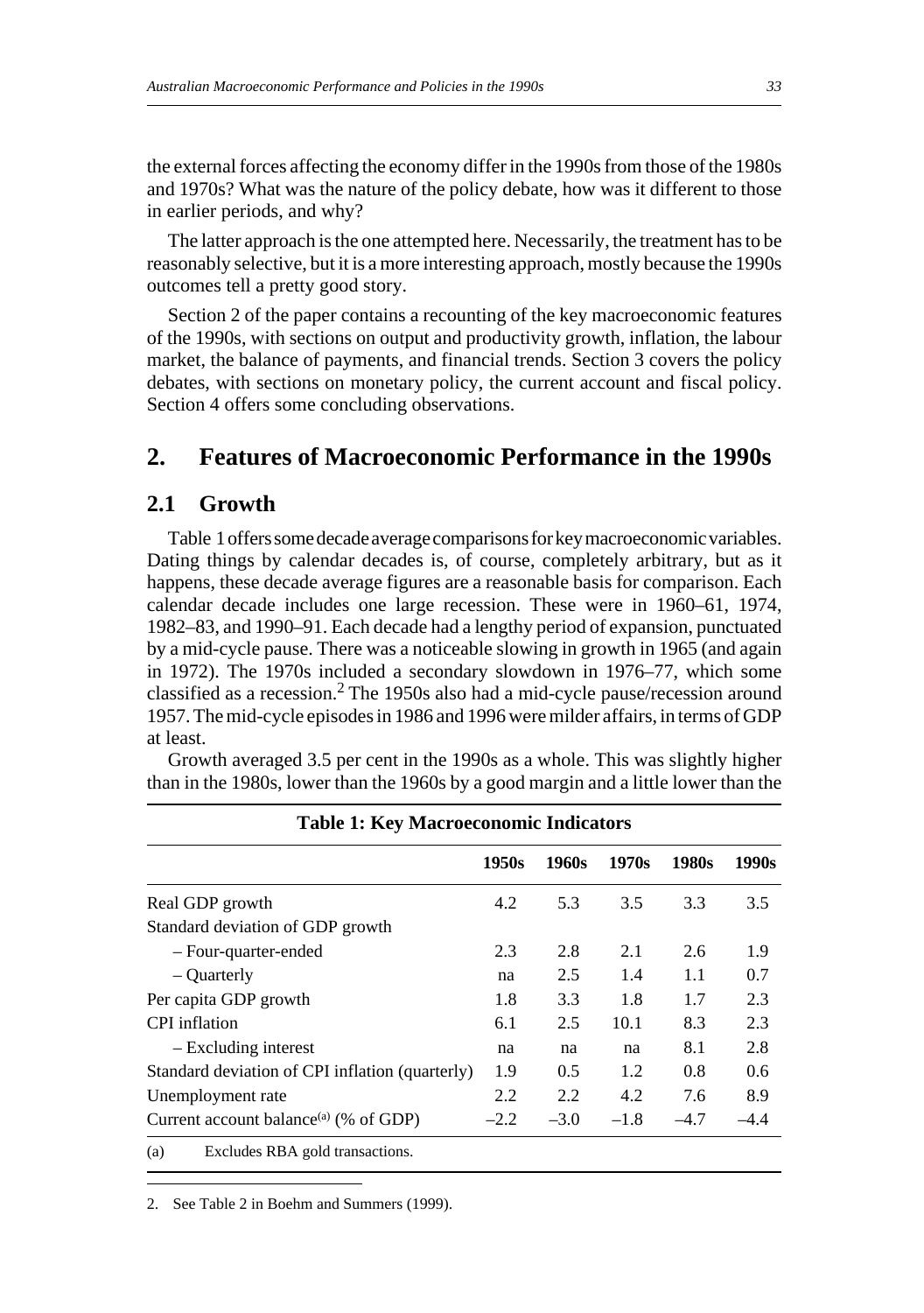the external forces affecting the economy differ in the 1990s from those of the 1980s and 1970s? What was the nature of the policy debate, how was it different to those in earlier periods, and why?

The latter approach is the one attempted here. Necessarily, the treatment has to be reasonably selective, but it is a more interesting approach, mostly because the 1990s outcomes tell a pretty good story.

Section 2 of the paper contains a recounting of the key macroeconomic features of the 1990s, with sections on output and productivity growth, inflation, the labour market, the balance of payments, and financial trends. Section 3 covers the policy debates, with sections on monetary policy, the current account and fiscal policy. Section 4 offers some concluding observations.

## 2. Features of Macroeconomic Performance in the 1990s

### 2.1 Growth

Table 1 offers some decade average comparisons for key macroeconomic variables. Dating things by calendar decades is, of course, completely arbitrary, but as it happens, these decade average figures are a reasonable basis for comparison. Each calendar decade includes one large recession. These were in 1960–61, 1974, 1982–83, and 1990–91. Each decade had a lengthy period of expansion, punctuated by a mid-cycle pause. There was a noticeable slowing in growth in 1965 (and again in 1972). The 1970s included a secondary slowdown in 1976–77, which some classified as a recession.[2] The 1950s also had a mid-cycle pause/recession around 1957. The mid-cycle episodes in 1986 and 1996 were milder affairs, in terms of GDP at least.

Growth averaged 3.5 per cent in the 1990s as a whole. This was slightly higher than in the 1980s, lower than the 1960s by a good margin and a little lower than the

**Table 1: Key Macroeconomic Indicators**

| | 1950s | 1960s | 1970s | 1980s | 1990s |
|---|---|---|---|---|---|
| Real GDP growth | 4.2 | 5.3 | 3.5 | 3.3 | 3.5 |
| Standard deviation of GDP growth | | | | | |
| – Four-quarter-ended | 2.3 | 2.8 | 2.1 | 2.6 | 1.9 |
| – Quarterly | na | 2.5 | 1.4 | 1.1 | 0.7 |
| Per capita GDP growth | 1.8 | 3.3 | 1.8 | 1.7 | 2.3 |
| CPI inflation | 6.1 | 2.5 | 10.1 | 8.3 | 2.3 |
| – Excluding interest | na | na | na | 8.1 | 2.8 |
| Standard deviation of CPI inflation (quarterly) | 1.9 | 0.5 | 1.2 | 0.8 | 0.6 |
| Unemployment rate | 2.2 | 2.2 | 4.2 | 7.6 | 8.9 |
| Current account balance[(a)] (% of GDP) | –2.2 | –3.0 | –1.8 | –4.7 | –4.4 |

(a) Excludes RBA gold transactions.

2. See Table 2 in Boehm and Summers (1999).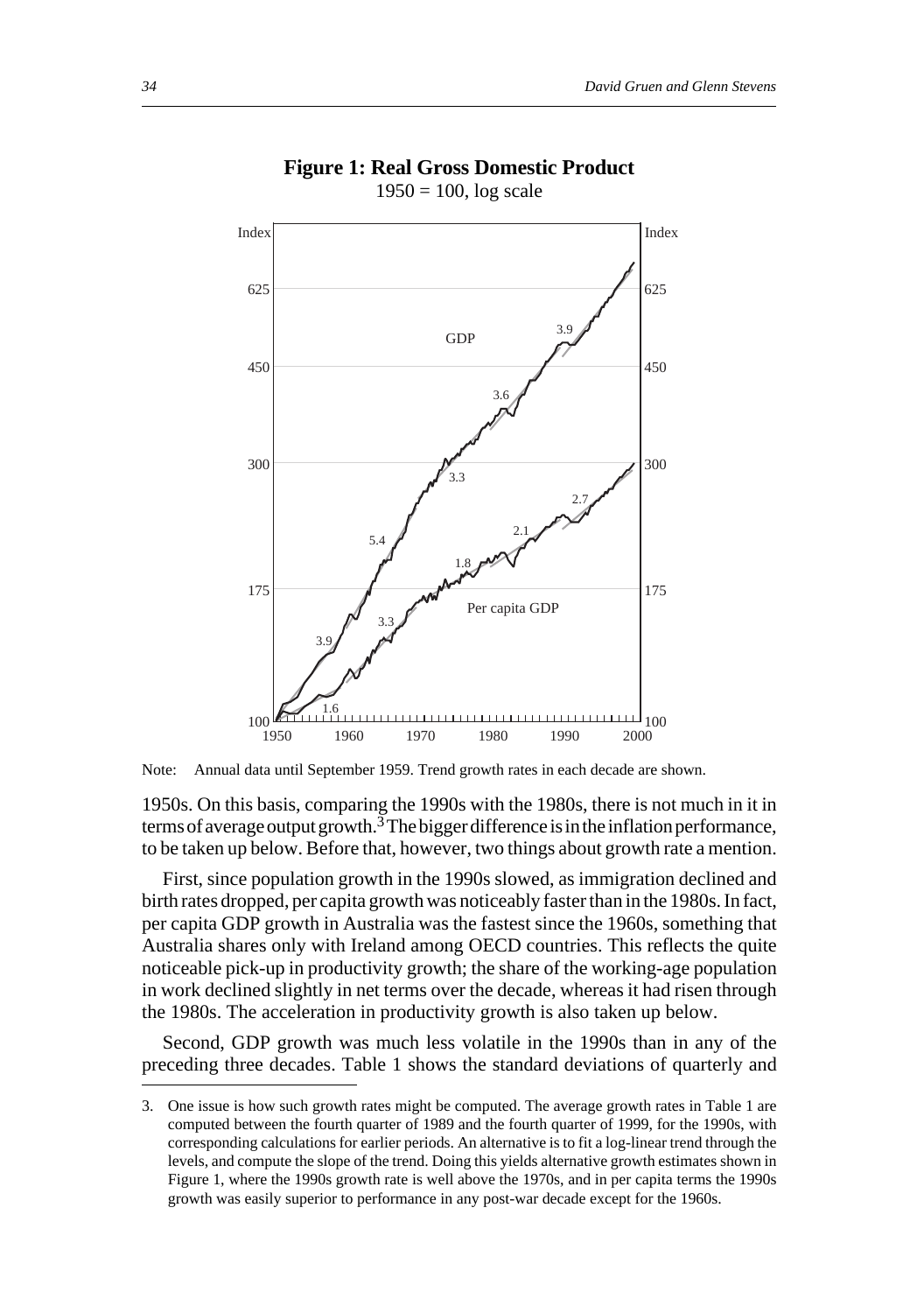**Figure 1: Real Gross Domestic Product**

1950 = 100, log scale

Note: Annual data until September 1959. Trend growth rates in each decade are shown.

1950s. On this basis, comparing the 1990s with the 1980s, there is not much in it in terms of average output growth.[3] The bigger difference is in the inflation performance, to be taken up below. Before that, however, two things about growth rate a mention.

First, since population growth in the 1990s slowed, as immigration declined and birth rates dropped, per capita growth was noticeably faster than in the 1980s. In fact, per capita GDP growth in Australia was the fastest since the 1960s, something that Australia shares only with Ireland among OECD countries. This reflects the quite noticeable pick-up in productivity growth; the share of the working-age population in work declined slightly in net terms over the decade, whereas it had risen through the 1980s. The acceleration in productivity growth is also taken up below.

Second, GDP growth was much less volatile in the 1990s than in any of the preceding three decades. Table 1 shows the standard deviations of quarterly and

---

3. One issue is how such growth rates might be computed. The average growth rates in Table 1 are computed between the fourth quarter of 1989 and the fourth quarter of 1999, for the 1990s, with corresponding calculations for earlier periods. An alternative is to fit a log-linear trend through the levels, and compute the slope of the trend. Doing this yields alternative growth estimates shown in Figure 1, where the 1990s growth rate is well above the 1970s, and in per capita terms the 1990s growth was easily superior to performance in any post-war decade except for the 1960s.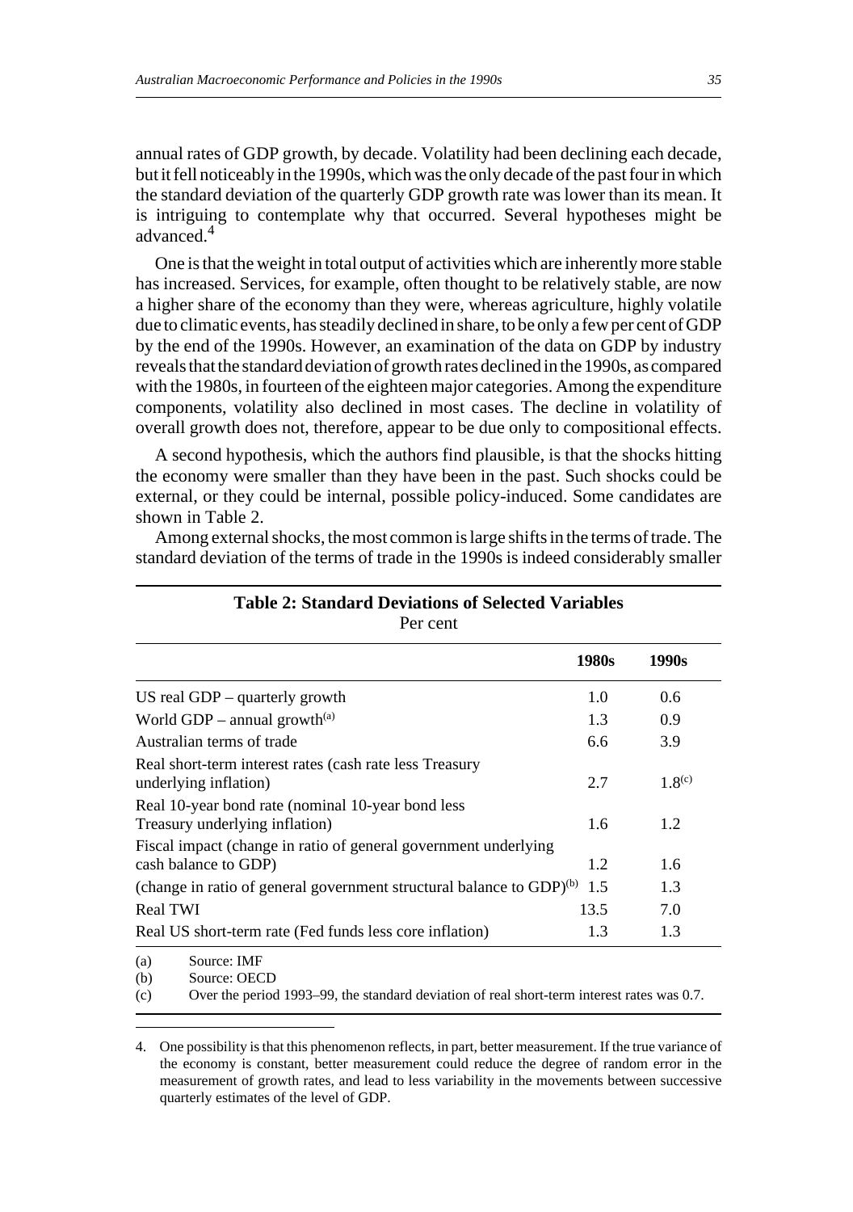annual rates of GDP growth, by decade. Volatility had been declining each decade, but it fell noticeably in the 1990s, which was the only decade of the past four in which the standard deviation of the quarterly GDP growth rate was lower than its mean. It is intriguing to contemplate why that occurred. Several hypotheses might be advanced.[4]

One is that the weight in total output of activities which are inherently more stable has increased. Services, for example, often thought to be relatively stable, are now a higher share of the economy than they were, whereas agriculture, highly volatile due to climatic events, has steadily declined in share, to be only a few per cent of GDP by the end of the 1990s. However, an examination of the data on GDP by industry reveals that the standard deviation of growth rates declined in the 1990s, as compared with the 1980s, in fourteen of the eighteen major categories. Among the expenditure components, volatility also declined in most cases. The decline in volatility of overall growth does not, therefore, appear to be due only to compositional effects.

A second hypothesis, which the authors find plausible, is that the shocks hitting the economy were smaller than they have been in the past. Such shocks could be external, or they could be internal, possible policy-induced. Some candidates are shown in Table 2.

Among external shocks, the most common is large shifts in the terms of trade. The standard deviation of the terms of trade in the 1990s is indeed considerably smaller

**Table 2: Standard Deviations of Selected Variables**
Per cent

| | 1980s | 1990s |
|---|---|---|
| US real GDP – quarterly growth | 1.0 | 0.6 |
| World GDP – annual growth[(a)] | 1.3 | 0.9 |
| Australian terms of trade | 6.6 | 3.9 |
| Real short-term interest rates (cash rate less Treasury underlying inflation) | 2.7 | 1.8[(c)] |
| Real 10-year bond rate (nominal 10-year bond less Treasury underlying inflation) | 1.6 | 1.2 |
| Fiscal impact (change in ratio of general government underlying cash balance to GDP) | 1.2 | 1.6 |
| (change in ratio of general government structural balance to GDP)[(b)] | 1.5 | 1.3 |
| Real TWI | 13.5 | 7.0 |
| Real US short-term rate (Fed funds less core inflation) | 1.3 | 1.3 |

(a) Source: IMF
(b) Source: OECD
(c) Over the period 1993–99, the standard deviation of real short-term interest rates was 0.7.

4. One possibility is that this phenomenon reflects, in part, better measurement. If the true variance of the economy is constant, better measurement could reduce the degree of random error in the measurement of growth rates, and lead to less variability in the movements between successive quarterly estimates of the level of GDP.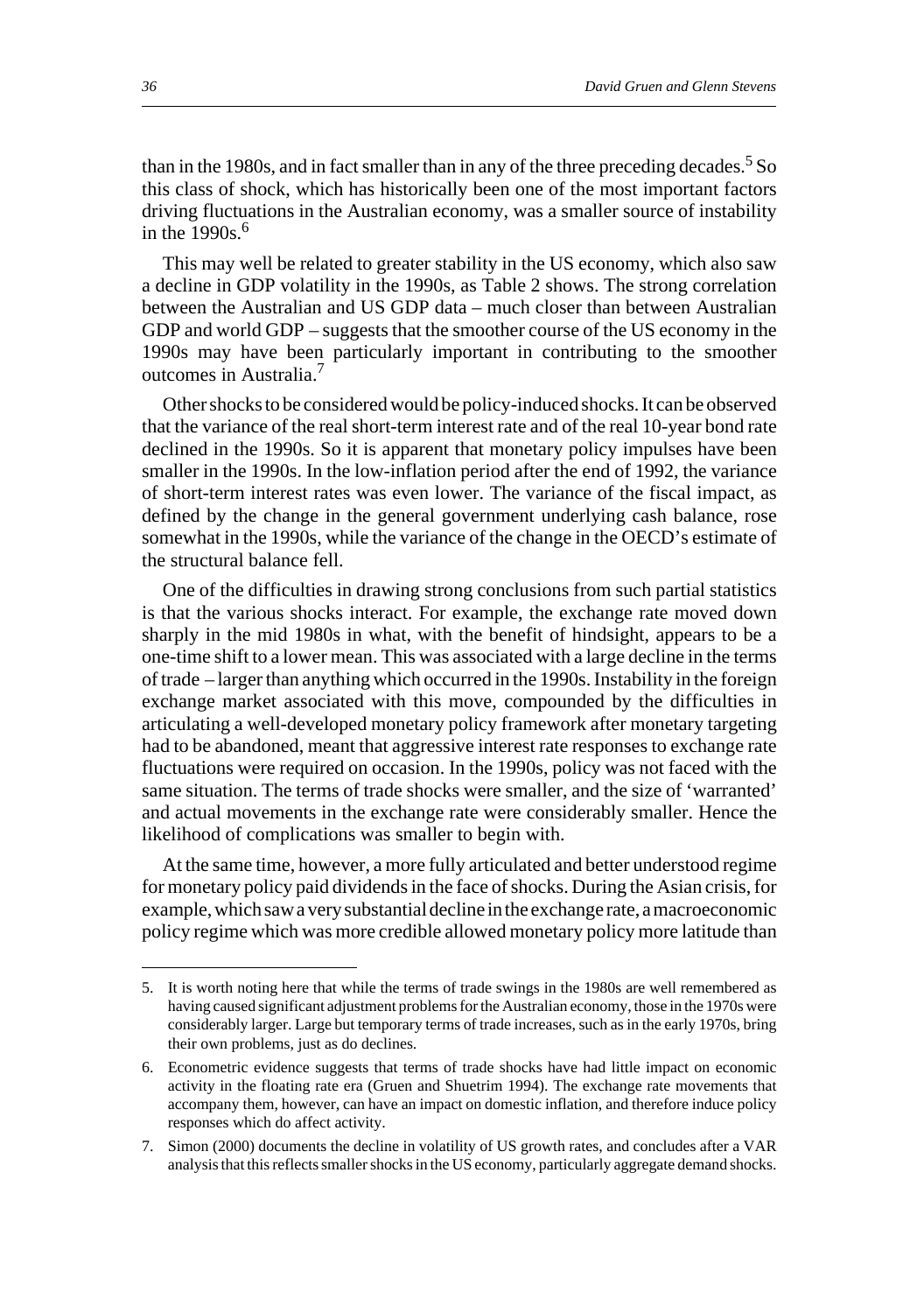than in the 1980s, and in fact smaller than in any of the three preceding decades.[5] So this class of shock, which has historically been one of the most important factors driving fluctuations in the Australian economy, was a smaller source of instability in the 1990s.[6]

This may well be related to greater stability in the US economy, which also saw a decline in GDP volatility in the 1990s, as Table 2 shows. The strong correlation between the Australian and US GDP data – much closer than between Australian GDP and world GDP – suggests that the smoother course of the US economy in the 1990s may have been particularly important in contributing to the smoother outcomes in Australia.[7]

Other shocks to be considered would be policy-induced shocks. It can be observed that the variance of the real short-term interest rate and of the real 10-year bond rate declined in the 1990s. So it is apparent that monetary policy impulses have been smaller in the 1990s. In the low-inflation period after the end of 1992, the variance of short-term interest rates was even lower. The variance of the fiscal impact, as defined by the change in the general government underlying cash balance, rose somewhat in the 1990s, while the variance of the change in the OECD's estimate of the structural balance fell.

One of the difficulties in drawing strong conclusions from such partial statistics is that the various shocks interact. For example, the exchange rate moved down sharply in the mid 1980s in what, with the benefit of hindsight, appears to be a one-time shift to a lower mean. This was associated with a large decline in the terms of trade – larger than anything which occurred in the 1990s. Instability in the foreign exchange market associated with this move, compounded by the difficulties in articulating a well-developed monetary policy framework after monetary targeting had to be abandoned, meant that aggressive interest rate responses to exchange rate fluctuations were required on occasion. In the 1990s, policy was not faced with the same situation. The terms of trade shocks were smaller, and the size of 'warranted' and actual movements in the exchange rate were considerably smaller. Hence the likelihood of complications was smaller to begin with.

At the same time, however, a more fully articulated and better understood regime for monetary policy paid dividends in the face of shocks. During the Asian crisis, for example, which saw a very substantial decline in the exchange rate, a macroeconomic policy regime which was more credible allowed monetary policy more latitude than

---

5. It is worth noting here that while the terms of trade swings in the 1980s are well remembered as having caused significant adjustment problems for the Australian economy, those in the 1970s were considerably larger. Large but temporary terms of trade increases, such as in the early 1970s, bring their own problems, just as do declines.

6. Econometric evidence suggests that terms of trade shocks have had little impact on economic activity in the floating rate era (Gruen and Shuetrim 1994). The exchange rate movements that accompany them, however, can have an impact on domestic inflation, and therefore induce policy responses which do affect activity.

7. Simon (2000) documents the decline in volatility of US growth rates, and concludes after a VAR analysis that this reflects smaller shocks in the US economy, particularly aggregate demand shocks.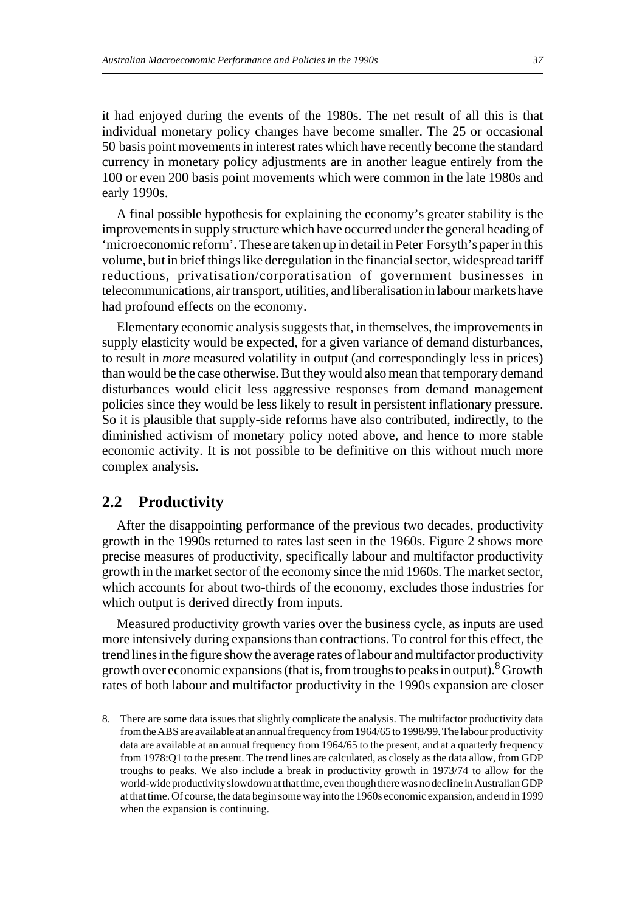it had enjoyed during the events of the 1980s. The net result of all this is that individual monetary policy changes have become smaller. The 25 or occasional 50 basis point movements in interest rates which have recently become the standard currency in monetary policy adjustments are in another league entirely from the 100 or even 200 basis point movements which were common in the late 1980s and early 1990s.

A final possible hypothesis for explaining the economy's greater stability is the improvements in supply structure which have occurred under the general heading of 'microeconomic reform'. These are taken up in detail in Peter Forsyth's paper in this volume, but in brief things like deregulation in the financial sector, widespread tariff reductions, privatisation/corporatisation of government businesses in telecommunications, air transport, utilities, and liberalisation in labour markets have had profound effects on the economy.

Elementary economic analysis suggests that, in themselves, the improvements in supply elasticity would be expected, for a given variance of demand disturbances, to result in *more* measured volatility in output (and correspondingly less in prices) than would be the case otherwise. But they would also mean that temporary demand disturbances would elicit less aggressive responses from demand management policies since they would be less likely to result in persistent inflationary pressure. So it is plausible that supply-side reforms have also contributed, indirectly, to the diminished activism of monetary policy noted above, and hence to more stable economic activity. It is not possible to be definitive on this without much more complex analysis.

## 2.2 Productivity

After the disappointing performance of the previous two decades, productivity growth in the 1990s returned to rates last seen in the 1960s. Figure 2 shows more precise measures of productivity, specifically labour and multifactor productivity growth in the market sector of the economy since the mid 1960s. The market sector, which accounts for about two-thirds of the economy, excludes those industries for which output is derived directly from inputs.

Measured productivity growth varies over the business cycle, as inputs are used more intensively during expansions than contractions. To control for this effect, the trend lines in the figure show the average rates of labour and multifactor productivity growth over economic expansions (that is, from troughs to peaks in output).[8] Growth rates of both labour and multifactor productivity in the 1990s expansion are closer

8. There are some data issues that slightly complicate the analysis. The multifactor productivity data from the ABS are available at an annual frequency from 1964/65 to 1998/99. The labour productivity data are available at an annual frequency from 1964/65 to the present, and at a quarterly frequency from 1978:Q1 to the present. The trend lines are calculated, as closely as the data allow, from GDP troughs to peaks. We also include a break in productivity growth in 1973/74 to allow for the world-wide productivity slowdown at that time, even though there was no decline in Australian GDP at that time. Of course, the data begin some way into the 1960s economic expansion, and end in 1999 when the expansion is continuing.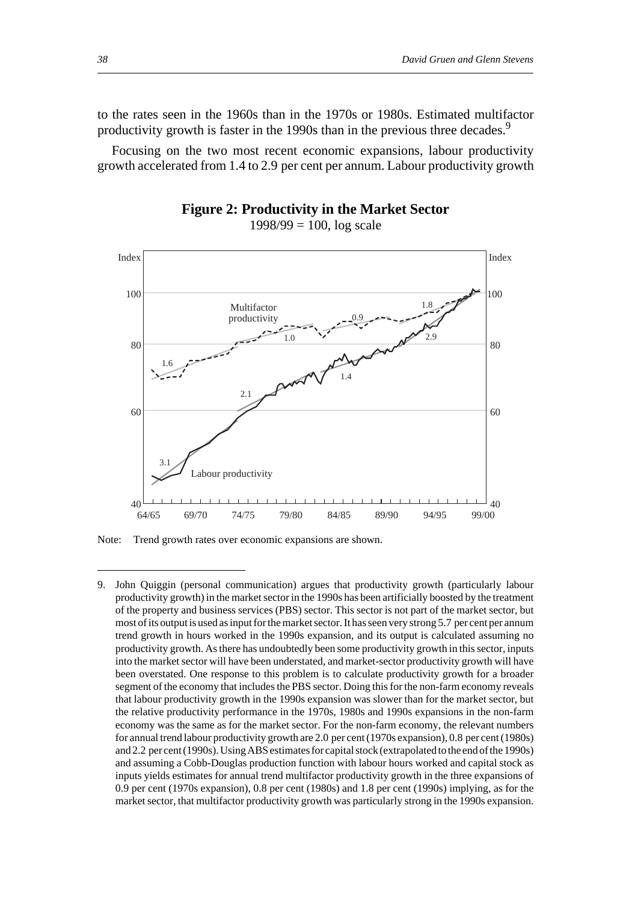to the rates seen in the 1960s than in the 1970s or 1980s. Estimated multifactor productivity growth is faster in the 1990s than in the previous three decades.[9]

Focusing on the two most recent economic expansions, labour productivity growth accelerated from 1.4 to 2.9 per cent per annum. Labour productivity growth

**Figure 2: Productivity in the Market Sector**

1998/99 = 100, log scale

Note: Trend growth rates over economic expansions are shown.

---

9. John Quiggin (personal communication) argues that productivity growth (particularly labour productivity growth) in the market sector in the 1990s has been artificially boosted by the treatment of the property and business services (PBS) sector. This sector is not part of the market sector, but most of its output is used as input for the market sector. It has seen very strong 5.7 per cent per annum trend growth in hours worked in the 1990s expansion, and its output is calculated assuming no productivity growth. As there has undoubtedly been some productivity growth in this sector, inputs into the market sector will have been understated, and market-sector productivity growth will have been overstated. One response to this problem is to calculate productivity growth for a broader segment of the economy that includes the PBS sector. Doing this for the non-farm economy reveals that labour productivity growth in the 1990s expansion was slower than for the market sector, but the relative productivity performance in the 1970s, 1980s and 1990s expansions in the non-farm economy was the same as for the market sector. For the non-farm economy, the relevant numbers for annual trend labour productivity growth are 2.0 per cent (1970s expansion), 0.8 per cent (1980s) and 2.2 per cent (1990s). Using ABS estimates for capital stock (extrapolated to the end of the 1990s) and assuming a Cobb-Douglas production function with labour hours worked and capital stock as inputs yields estimates for annual trend multifactor productivity growth in the three expansions of 0.9 per cent (1970s expansion), 0.8 per cent (1980s) and 1.8 per cent (1990s) implying, as for the market sector, that multifactor productivity growth was particularly strong in the 1990s expansion.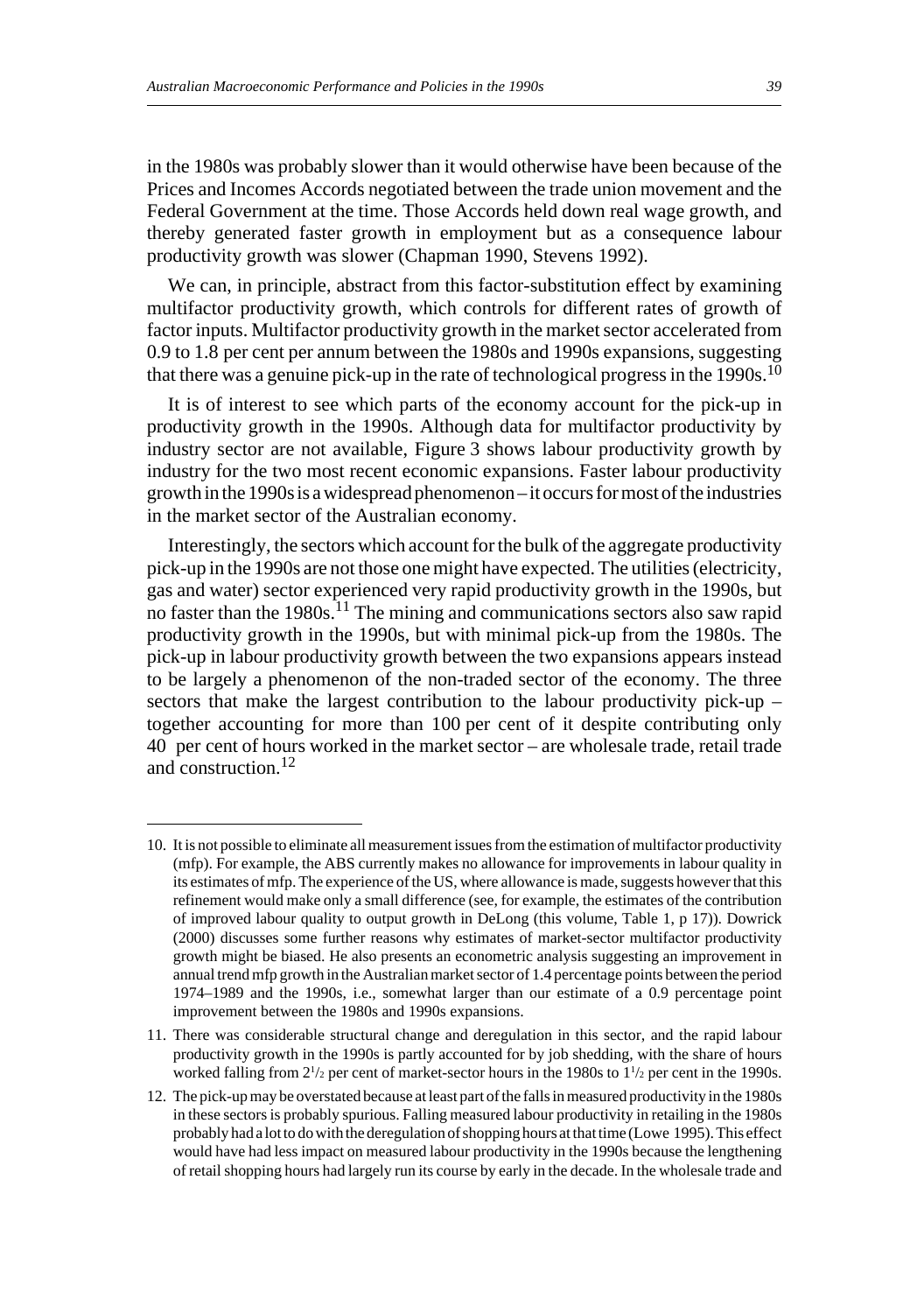in the 1980s was probably slower than it would otherwise have been because of the Prices and Incomes Accords negotiated between the trade union movement and the Federal Government at the time. Those Accords held down real wage growth, and thereby generated faster growth in employment but as a consequence labour productivity growth was slower (Chapman 1990, Stevens 1992).

We can, in principle, abstract from this factor-substitution effect by examining multifactor productivity growth, which controls for different rates of growth of factor inputs. Multifactor productivity growth in the market sector accelerated from 0.9 to 1.8 per cent per annum between the 1980s and 1990s expansions, suggesting that there was a genuine pick-up in the rate of technological progress in the 1990s.[10]

It is of interest to see which parts of the economy account for the pick-up in productivity growth in the 1990s. Although data for multifactor productivity by industry sector are not available, Figure 3 shows labour productivity growth by industry for the two most recent economic expansions. Faster labour productivity growth in the 1990s is a widespread phenomenon – it occurs for most of the industries in the market sector of the Australian economy.

Interestingly, the sectors which account for the bulk of the aggregate productivity pick-up in the 1990s are not those one might have expected. The utilities (electricity, gas and water) sector experienced very rapid productivity growth in the 1990s, but no faster than the 1980s.[11] The mining and communications sectors also saw rapid productivity growth in the 1990s, but with minimal pick-up from the 1980s. The pick-up in labour productivity growth between the two expansions appears instead to be largely a phenomenon of the non-traded sector of the economy. The three sectors that make the largest contribution to the labour productivity pick-up – together accounting for more than 100 per cent of it despite contributing only 40 per cent of hours worked in the market sector – are wholesale trade, retail trade and construction.[12]

---

10. It is not possible to eliminate all measurement issues from the estimation of multifactor productivity (mfp). For example, the ABS currently makes no allowance for improvements in labour quality in its estimates of mfp. The experience of the US, where allowance is made, suggests however that this refinement would make only a small difference (see, for example, the estimates of the contribution of improved labour quality to output growth in DeLong (this volume, Table 1, p 17)). Dowrick (2000) discusses some further reasons why estimates of market-sector multifactor productivity growth might be biased. He also presents an econometric analysis suggesting an improvement in annual trend mfp growth in the Australian market sector of 1.4 percentage points between the period 1974–1989 and the 1990s, i.e., somewhat larger than our estimate of a 0.9 percentage point improvement between the 1980s and 1990s expansions.

11. There was considerable structural change and deregulation in this sector, and the rapid labour productivity growth in the 1990s is partly accounted for by job shedding, with the share of hours worked falling from 2½ per cent of market-sector hours in the 1980s to 1½ per cent in the 1990s.

12. The pick-up may be overstated because at least part of the falls in measured productivity in the 1980s in these sectors is probably spurious. Falling measured labour productivity in retailing in the 1980s probably had a lot to do with the deregulation of shopping hours at that time (Lowe 1995). This effect would have had less impact on measured labour productivity in the 1990s because the lengthening of retail shopping hours had largely run its course by early in the decade. In the wholesale trade and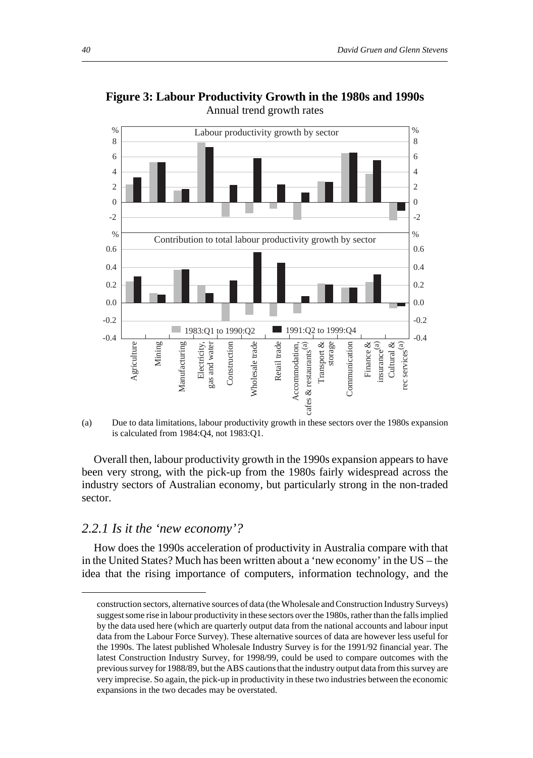**Figure 3: Labour Productivity Growth in the 1980s and 1990s**

Annual trend growth rates

(a) Due to data limitations, labour productivity growth in these sectors over the 1980s expansion is calculated from 1984:Q4, not 1983:Q1.

Overall then, labour productivity growth in the 1990s expansion appears to have been very strong, with the pick-up from the 1980s fairly widespread across the industry sectors of Australian economy, but particularly strong in the non-traded sector.

### *2.2.1 Is it the 'new economy'?*

How does the 1990s acceleration of productivity in Australia compare with that in the United States? Much has been written about a 'new economy' in the US – the idea that the rising importance of computers, information technology, and the

---

construction sectors, alternative sources of data (the Wholesale and Construction Industry Surveys) suggest some rise in labour productivity in these sectors over the 1980s, rather than the falls implied by the data used here (which are quarterly output data from the national accounts and labour input data from the Labour Force Survey). These alternative sources of data are however less useful for the 1990s. The latest published Wholesale Industry Survey is for the 1991/92 financial year. The latest Construction Industry Survey, for 1998/99, could be used to compare outcomes with the previous survey for 1988/89, but the ABS cautions that the industry output data from this survey are very imprecise. So again, the pick-up in productivity in these two industries between the economic expansions in the two decades may be overstated.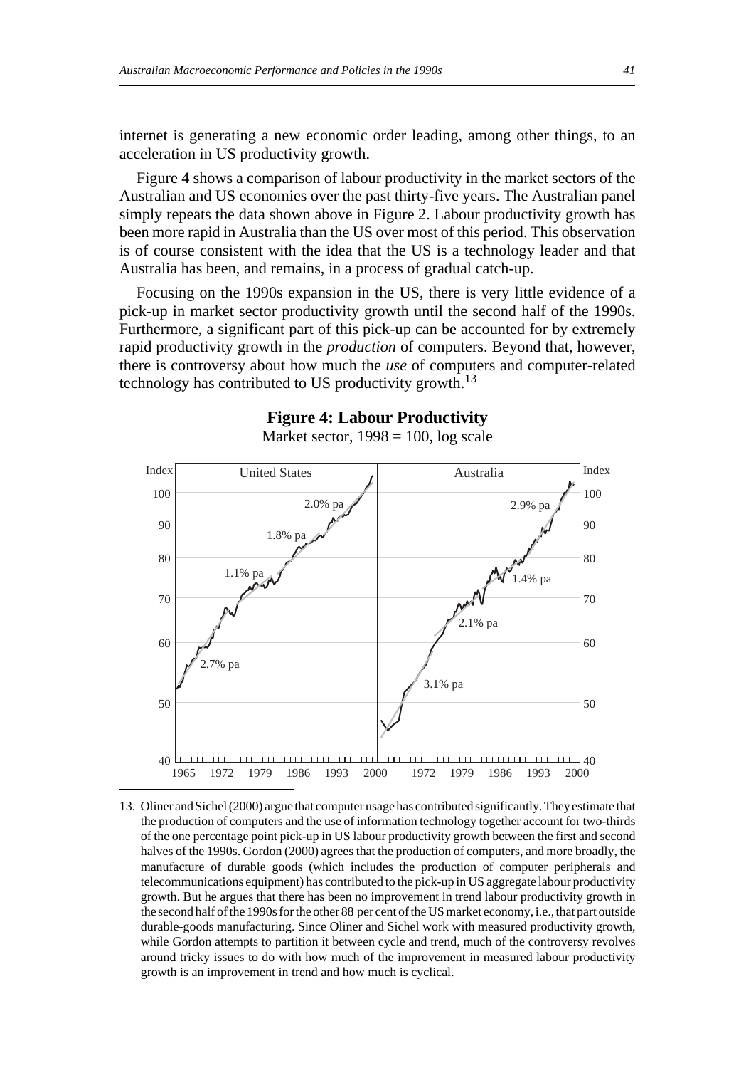internet is generating a new economic order leading, among other things, to an acceleration in US productivity growth.

Figure 4 shows a comparison of labour productivity in the market sectors of the Australian and US economies over the past thirty-five years. The Australian panel simply repeats the data shown above in Figure 2. Labour productivity growth has been more rapid in Australia than the US over most of this period. This observation is of course consistent with the idea that the US is a technology leader and that Australia has been, and remains, in a process of gradual catch-up.

Focusing on the 1990s expansion in the US, there is very little evidence of a pick-up in market sector productivity growth until the second half of the 1990s. Furthermore, a significant part of this pick-up can be accounted for by extremely rapid productivity growth in the *production* of computers. Beyond that, however, there is controversy about how much the *use* of computers and computer-related technology has contributed to US productivity growth.[13]

**Figure 4: Labour Productivity**

Market sector, 1998 = 100, log scale

---

13. Oliner and Sichel (2000) argue that computer usage has contributed significantly. They estimate that the production of computers and the use of information technology together account for two-thirds of the one percentage point pick-up in US labour productivity growth between the first and second halves of the 1990s. Gordon (2000) agrees that the production of computers, and more broadly, the manufacture of durable goods (which includes the production of computer peripherals and telecommunications equipment) has contributed to the pick-up in US aggregate labour productivity growth. But he argues that there has been no improvement in trend labour productivity growth in the second half of the 1990s for the other 88 per cent of the US market economy, i.e., that part outside durable-goods manufacturing. Since Oliner and Sichel work with measured productivity growth, while Gordon attempts to partition it between cycle and trend, much of the controversy revolves around tricky issues to do with how much of the improvement in measured labour productivity growth is an improvement in trend and how much is cyclical.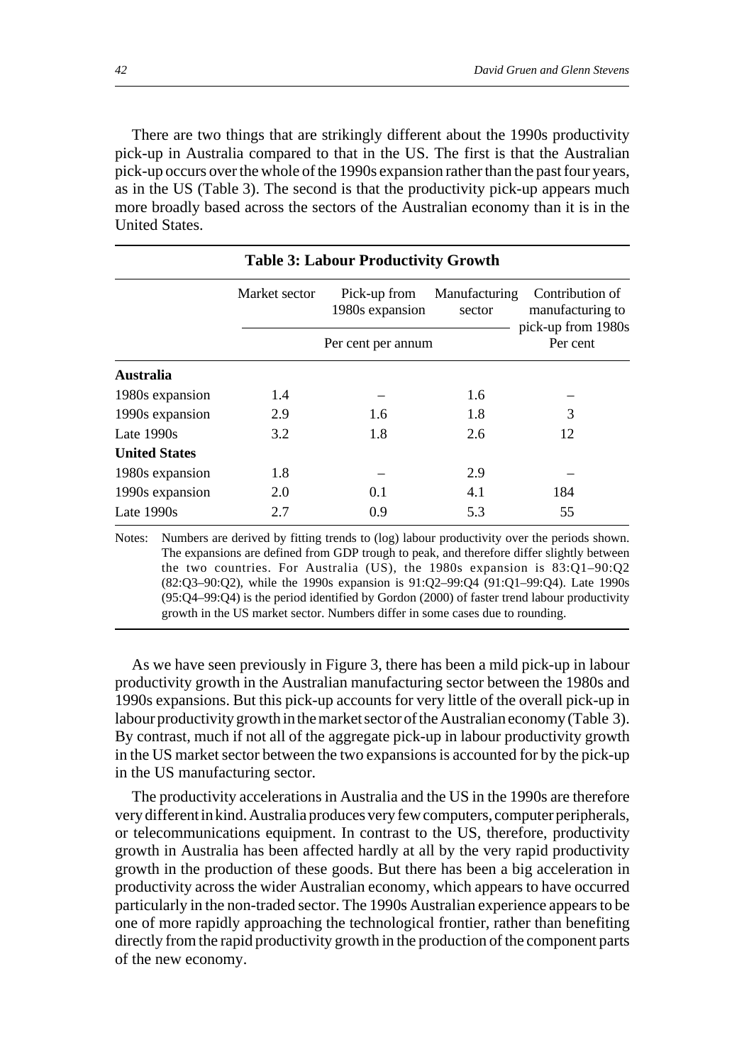There are two things that are strikingly different about the 1990s productivity pick-up in Australia compared to that in the US. The first is that the Australian pick-up occurs over the whole of the 1990s expansion rather than the past four years, as in the US (Table 3). The second is that the productivity pick-up appears much more broadly based across the sectors of the Australian economy than it is in the United States.

**Table 3: Labour Productivity Growth**

| | Market sector | Pick-up from 1980s expansion | Manufacturing sector | Contribution of manufacturing to pick-up from 1980s |
|---|---|---|---|---|
| | Per cent per annum | | | Per cent |
| **Australia** | | | | |
| 1980s expansion | 1.4 | – | 1.6 | – |
| 1990s expansion | 2.9 | 1.6 | 1.8 | 3 |
| Late 1990s | 3.2 | 1.8 | 2.6 | 12 |
| **United States** | | | | |
| 1980s expansion | 1.8 | – | 2.9 | – |
| 1990s expansion | 2.0 | 0.1 | 4.1 | 184 |
| Late 1990s | 2.7 | 0.9 | 5.3 | 55 |

Notes: Numbers are derived by fitting trends to (log) labour productivity over the periods shown. The expansions are defined from GDP trough to peak, and therefore differ slightly between the two countries. For Australia (US), the 1980s expansion is 83:Q1–90:Q2 (82:Q3–90:Q2), while the 1990s expansion is 91:Q2–99:Q4 (91:Q1–99:Q4). Late 1990s (95:Q4–99:Q4) is the period identified by Gordon (2000) of faster trend labour productivity growth in the US market sector. Numbers differ in some cases due to rounding.

As we have seen previously in Figure 3, there has been a mild pick-up in labour productivity growth in the Australian manufacturing sector between the 1980s and 1990s expansions. But this pick-up accounts for very little of the overall pick-up in labour productivity growth in the market sector of the Australian economy (Table 3). By contrast, much if not all of the aggregate pick-up in labour productivity growth in the US market sector between the two expansions is accounted for by the pick-up in the US manufacturing sector.

The productivity accelerations in Australia and the US in the 1990s are therefore very different in kind. Australia produces very few computers, computer peripherals, or telecommunications equipment. In contrast to the US, therefore, productivity growth in Australia has been affected hardly at all by the very rapid productivity growth in the production of these goods. But there has been a big acceleration in productivity across the wider Australian economy, which appears to have occurred particularly in the non-traded sector. The 1990s Australian experience appears to be one of more rapidly approaching the technological frontier, rather than benefiting directly from the rapid productivity growth in the production of the component parts of the new economy.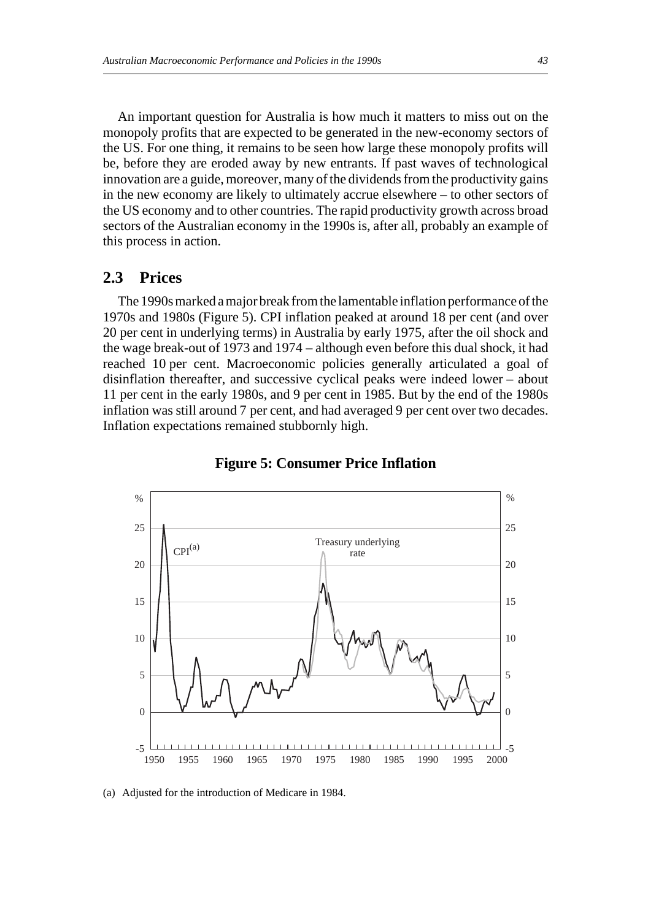An important question for Australia is how much it matters to miss out on the monopoly profits that are expected to be generated in the new-economy sectors of the US. For one thing, it remains to be seen how large these monopoly profits will be, before they are eroded away by new entrants. If past waves of technological innovation are a guide, moreover, many of the dividends from the productivity gains in the new economy are likely to ultimately accrue elsewhere – to other sectors of the US economy and to other countries. The rapid productivity growth across broad sectors of the Australian economy in the 1990s is, after all, probably an example of this process in action.

## 2.3 Prices

The 1990s marked a major break from the lamentable inflation performance of the 1970s and 1980s (Figure 5). CPI inflation peaked at around 18 per cent (and over 20 per cent in underlying terms) in Australia by early 1975, after the oil shock and the wage break-out of 1973 and 1974 – although even before this dual shock, it had reached 10 per cent. Macroeconomic policies generally articulated a goal of disinflation thereafter, and successive cyclical peaks were indeed lower – about 11 per cent in the early 1980s, and 9 per cent in 1985. But by the end of the 1980s inflation was still around 7 per cent, and had averaged 9 per cent over two decades. Inflation expectations remained stubbornly high.

**Figure 5: Consumer Price Inflation**

(a) Adjusted for the introduction of Medicare in 1984.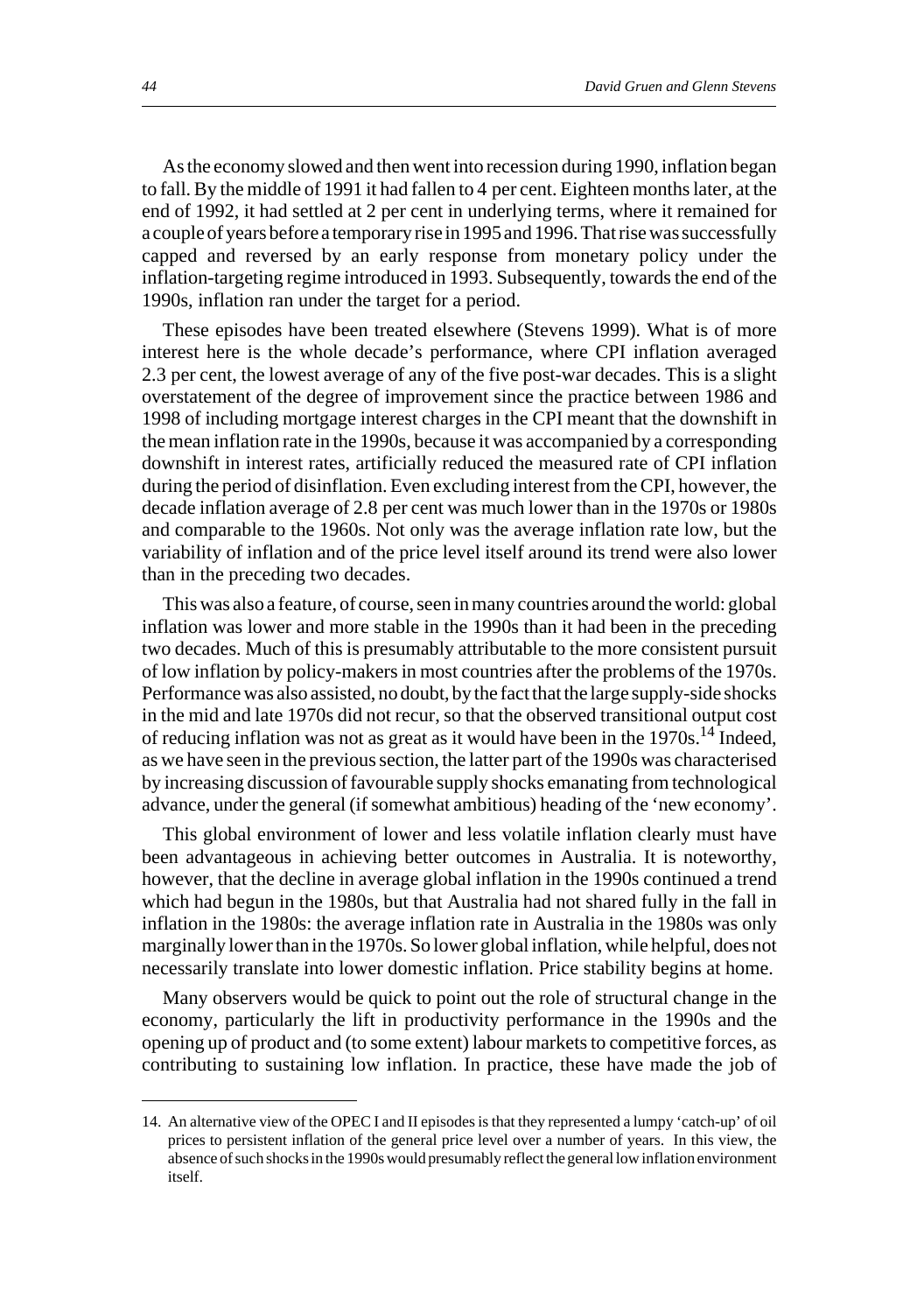As the economy slowed and then went into recession during 1990, inflation began to fall. By the middle of 1991 it had fallen to 4 per cent. Eighteen months later, at the end of 1992, it had settled at 2 per cent in underlying terms, where it remained for a couple of years before a temporary rise in 1995 and 1996. That rise was successfully capped and reversed by an early response from monetary policy under the inflation-targeting regime introduced in 1993. Subsequently, towards the end of the 1990s, inflation ran under the target for a period.

These episodes have been treated elsewhere (Stevens 1999). What is of more interest here is the whole decade's performance, where CPI inflation averaged 2.3 per cent, the lowest average of any of the five post-war decades. This is a slight overstatement of the degree of improvement since the practice between 1986 and 1998 of including mortgage interest charges in the CPI meant that the downshift in the mean inflation rate in the 1990s, because it was accompanied by a corresponding downshift in interest rates, artificially reduced the measured rate of CPI inflation during the period of disinflation. Even excluding interest from the CPI, however, the decade inflation average of 2.8 per cent was much lower than in the 1970s or 1980s and comparable to the 1960s. Not only was the average inflation rate low, but the variability of inflation and of the price level itself around its trend were also lower than in the preceding two decades.

This was also a feature, of course, seen in many countries around the world: global inflation was lower and more stable in the 1990s than it had been in the preceding two decades. Much of this is presumably attributable to the more consistent pursuit of low inflation by policy-makers in most countries after the problems of the 1970s. Performance was also assisted, no doubt, by the fact that the large supply-side shocks in the mid and late 1970s did not recur, so that the observed transitional output cost of reducing inflation was not as great as it would have been in the 1970s.[14] Indeed, as we have seen in the previous section, the latter part of the 1990s was characterised by increasing discussion of favourable supply shocks emanating from technological advance, under the general (if somewhat ambitious) heading of the 'new economy'.

This global environment of lower and less volatile inflation clearly must have been advantageous in achieving better outcomes in Australia. It is noteworthy, however, that the decline in average global inflation in the 1990s continued a trend which had begun in the 1980s, but that Australia had not shared fully in the fall in inflation in the 1980s: the average inflation rate in Australia in the 1980s was only marginally lower than in the 1970s. So lower global inflation, while helpful, does not necessarily translate into lower domestic inflation. Price stability begins at home.

Many observers would be quick to point out the role of structural change in the economy, particularly the lift in productivity performance in the 1990s and the opening up of product and (to some extent) labour markets to competitive forces, as contributing to sustaining low inflation. In practice, these have made the job of

14. An alternative view of the OPEC I and II episodes is that they represented a lumpy 'catch-up' of oil prices to persistent inflation of the general price level over a number of years. In this view, the absence of such shocks in the 1990s would presumably reflect the general low inflation environment itself.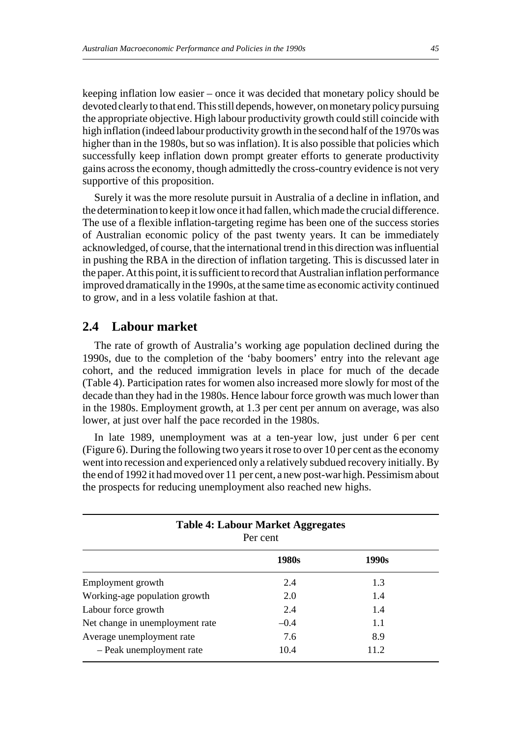keeping inflation low easier – once it was decided that monetary policy should be devoted clearly to that end. This still depends, however, on monetary policy pursuing the appropriate objective. High labour productivity growth could still coincide with high inflation (indeed labour productivity growth in the second half of the 1970s was higher than in the 1980s, but so was inflation). It is also possible that policies which successfully keep inflation down prompt greater efforts to generate productivity gains across the economy, though admittedly the cross-country evidence is not very supportive of this proposition.

Surely it was the more resolute pursuit in Australia of a decline in inflation, and the determination to keep it low once it had fallen, which made the crucial difference. The use of a flexible inflation-targeting regime has been one of the success stories of Australian economic policy of the past twenty years. It can be immediately acknowledged, of course, that the international trend in this direction was influential in pushing the RBA in the direction of inflation targeting. This is discussed later in the paper. At this point, it is sufficient to record that Australian inflation performance improved dramatically in the 1990s, at the same time as economic activity continued to grow, and in a less volatile fashion at that.

## 2.4 Labour market

The rate of growth of Australia's working age population declined during the 1990s, due to the completion of the 'baby boomers' entry into the relevant age cohort, and the reduced immigration levels in place for much of the decade (Table 4). Participation rates for women also increased more slowly for most of the decade than they had in the 1980s. Hence labour force growth was much lower than in the 1980s. Employment growth, at 1.3 per cent per annum on average, was also lower, at just over half the pace recorded in the 1980s.

In late 1989, unemployment was at a ten-year low, just under 6 per cent (Figure 6). During the following two years it rose to over 10 per cent as the economy went into recession and experienced only a relatively subdued recovery initially. By the end of 1992 it had moved over 11 per cent, a new post-war high. Pessimism about the prospects for reducing unemployment also reached new highs.

**Table 4: Labour Market Aggregates**
Per cent

| | 1980s | 1990s |
|---|---|---|
| Employment growth | 2.4 | 1.3 |
| Working-age population growth | 2.0 | 1.4 |
| Labour force growth | 2.4 | 1.4 |
| Net change in unemployment rate | –0.4 | 1.1 |
| Average unemployment rate | 7.6 | 8.9 |
| – Peak unemployment rate | 10.4 | 11.2 |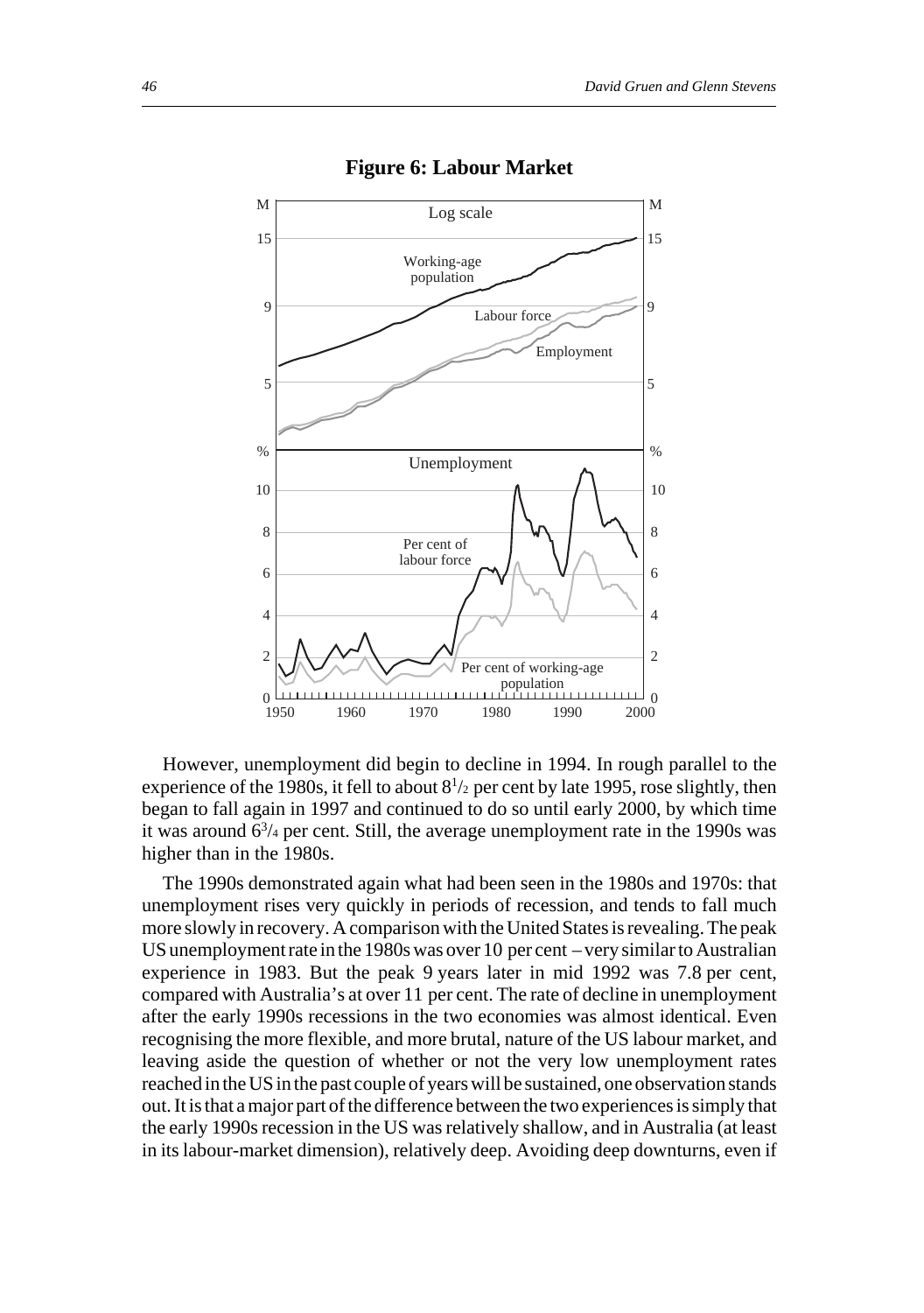**Figure 6: Labour Market**

However, unemployment did begin to decline in 1994. In rough parallel to the experience of the 1980s, it fell to about $8^1/_2$ per cent by late 1995, rose slightly, then began to fall again in 1997 and continued to do so until early 2000, by which time it was around $6^3/_4$ per cent. Still, the average unemployment rate in the 1990s was higher than in the 1980s.

The 1990s demonstrated again what had been seen in the 1980s and 1970s: that unemployment rises very quickly in periods of recession, and tends to fall much more slowly in recovery. A comparison with the United States is revealing. The peak US unemployment rate in the 1980s was over 10 per cent – very similar to Australian experience in 1983. But the peak 9 years later in mid 1992 was 7.8 per cent, compared with Australia's at over 11 per cent. The rate of decline in unemployment after the early 1990s recessions in the two economies was almost identical. Even recognising the more flexible, and more brutal, nature of the US labour market, and leaving aside the question of whether or not the very low unemployment rates reached in the US in the past couple of years will be sustained, one observation stands out. It is that a major part of the difference between the two experiences is simply that the early 1990s recession in the US was relatively shallow, and in Australia (at least in its labour-market dimension), relatively deep. Avoiding deep downturns, even if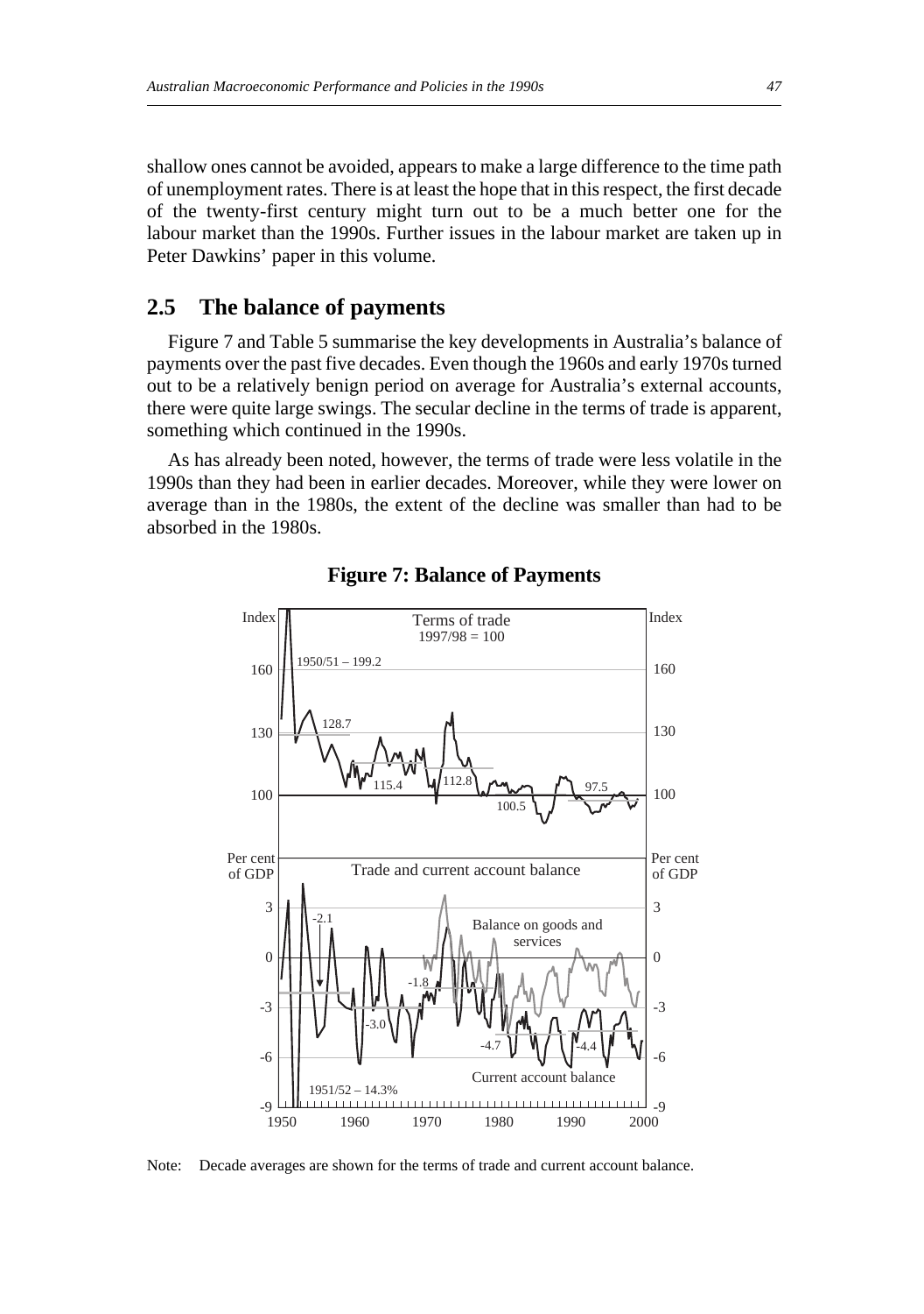shallow ones cannot be avoided, appears to make a large difference to the time path of unemployment rates. There is at least the hope that in this respect, the first decade of the twenty-first century might turn out to be a much better one for the labour market than the 1990s. Further issues in the labour market are taken up in Peter Dawkins' paper in this volume.

## 2.5 The balance of payments

Figure 7 and Table 5 summarise the key developments in Australia's balance of payments over the past five decades. Even though the 1960s and early 1970s turned out to be a relatively benign period on average for Australia's external accounts, there were quite large swings. The secular decline in the terms of trade is apparent, something which continued in the 1990s.

As has already been noted, however, the terms of trade were less volatile in the 1990s than they had been in earlier decades. Moreover, while they were lower on average than in the 1980s, the extent of the decline was smaller than had to be absorbed in the 1980s.

**Figure 7: Balance of Payments**

Note: Decade averages are shown for the terms of trade and current account balance.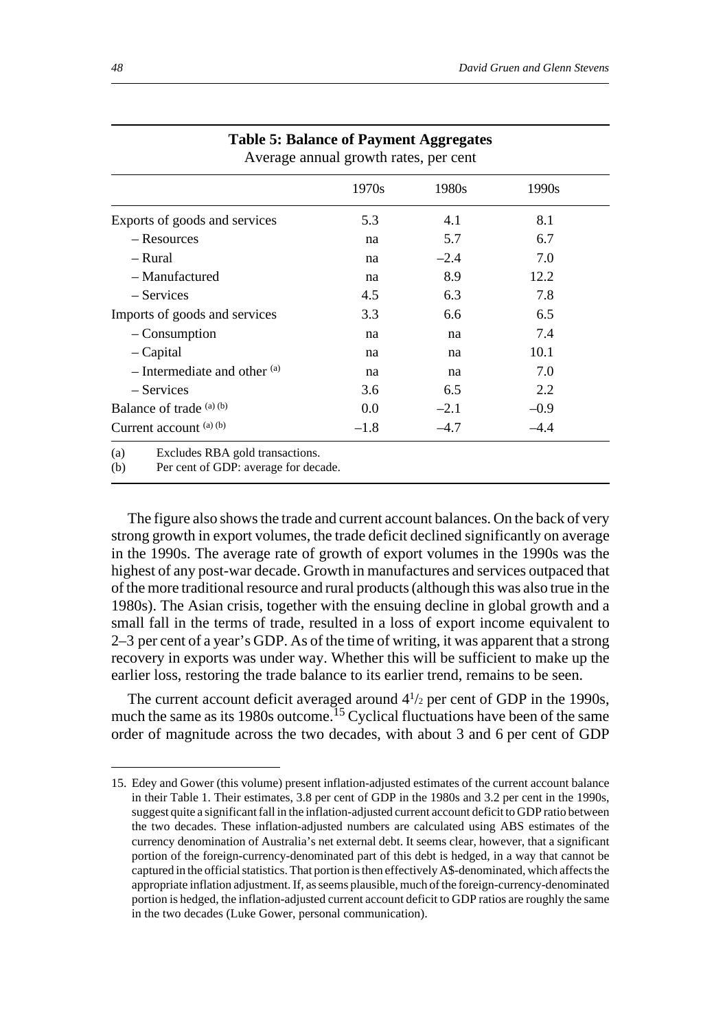**Table 5: Balance of Payment Aggregates**

Average annual growth rates, per cent

| | 1970s | 1980s | 1990s |
|---|---|---|---|
| Exports of goods and services | 5.3 | 4.1 | 8.1 |
| – Resources | na | 5.7 | 6.7 |
| – Rural | na | –2.4 | 7.0 |
| – Manufactured | na | 8.9 | 12.2 |
| – Services | 4.5 | 6.3 | 7.8 |
| Imports of goods and services | 3.3 | 6.6 | 6.5 |
| – Consumption | na | na | 7.4 |
| – Capital | na | na | 10.1 |
| – Intermediate and other [(a)] | na | na | 7.0 |
| – Services | 3.6 | 6.5 | 2.2 |
| Balance of trade [(a) (b)] | 0.0 | –2.1 | –0.9 |
| Current account [(a) (b)] | –1.8 | –4.7 | –4.4 |

(a) Excludes RBA gold transactions.
(b) Per cent of GDP: average for decade.

The figure also shows the trade and current account balances. On the back of very strong growth in export volumes, the trade deficit declined significantly on average in the 1990s. The average rate of growth of export volumes in the 1990s was the highest of any post-war decade. Growth in manufactures and services outpaced that of the more traditional resource and rural products (although this was also true in the 1980s). The Asian crisis, together with the ensuing decline in global growth and a small fall in the terms of trade, resulted in a loss of export income equivalent to 2–3 per cent of a year's GDP. As of the time of writing, it was apparent that a strong recovery in exports was under way. Whether this will be sufficient to make up the earlier loss, restoring the trade balance to its earlier trend, remains to be seen.

The current account deficit averaged around $4^{1}/_{2}$ per cent of GDP in the 1990s, much the same as its 1980s outcome.[15] Cyclical fluctuations have been of the same order of magnitude across the two decades, with about 3 and 6 per cent of GDP

15. Edey and Gower (this volume) present inflation-adjusted estimates of the current account balance in their Table 1. Their estimates, 3.8 per cent of GDP in the 1980s and 3.2 per cent in the 1990s, suggest quite a significant fall in the inflation-adjusted current account deficit to GDP ratio between the two decades. These inflation-adjusted numbers are calculated using ABS estimates of the currency denomination of Australia's net external debt. It seems clear, however, that a significant portion of the foreign-currency-denominated part of this debt is hedged, in a way that cannot be captured in the official statistics. That portion is then effectively A$-denominated, which affects the appropriate inflation adjustment. If, as seems plausible, much of the foreign-currency-denominated portion is hedged, the inflation-adjusted current account deficit to GDP ratios are roughly the same in the two decades (Luke Gower, personal communication).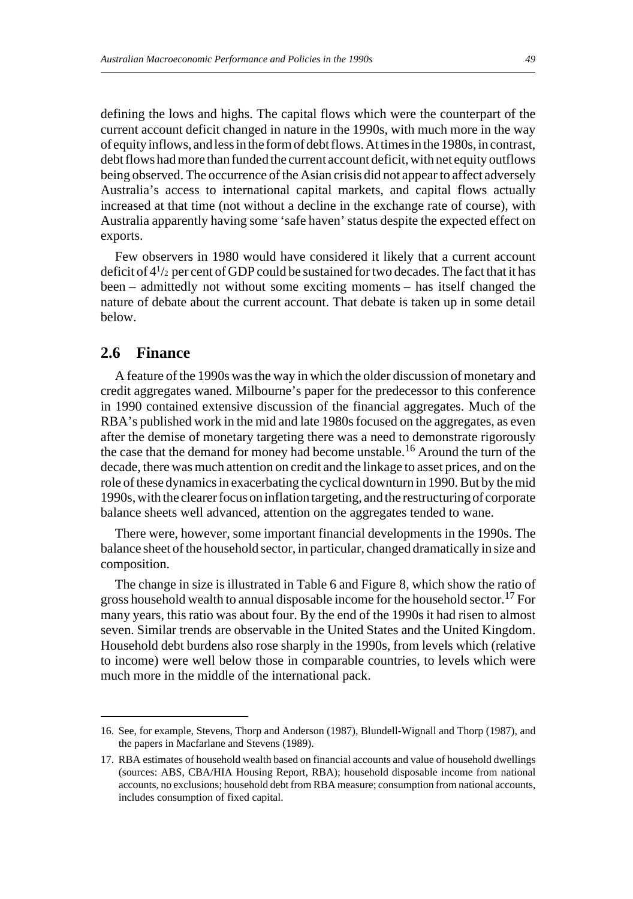defining the lows and highs. The capital flows which were the counterpart of the current account deficit changed in nature in the 1990s, with much more in the way of equity inflows, and less in the form of debt flows. At times in the 1980s, in contrast, debt flows had more than funded the current account deficit, with net equity outflows being observed. The occurrence of the Asian crisis did not appear to affect adversely Australia's access to international capital markets, and capital flows actually increased at that time (not without a decline in the exchange rate of course), with Australia apparently having some 'safe haven' status despite the expected effect on exports.

Few observers in 1980 would have considered it likely that a current account deficit of $4^1/_2$ per cent of GDP could be sustained for two decades. The fact that it has been – admittedly not without some exciting moments – has itself changed the nature of debate about the current account. That debate is taken up in some detail below.

## 2.6 Finance

A feature of the 1990s was the way in which the older discussion of monetary and credit aggregates waned. Milbourne's paper for the predecessor to this conference in 1990 contained extensive discussion of the financial aggregates. Much of the RBA's published work in the mid and late 1980s focused on the aggregates, as even after the demise of monetary targeting there was a need to demonstrate rigorously the case that the demand for money had become unstable.[16] Around the turn of the decade, there was much attention on credit and the linkage to asset prices, and on the role of these dynamics in exacerbating the cyclical downturn in 1990. But by the mid 1990s, with the clearer focus on inflation targeting, and the restructuring of corporate balance sheets well advanced, attention on the aggregates tended to wane.

There were, however, some important financial developments in the 1990s. The balance sheet of the household sector, in particular, changed dramatically in size and composition.

The change in size is illustrated in Table 6 and Figure 8, which show the ratio of gross household wealth to annual disposable income for the household sector.[17] For many years, this ratio was about four. By the end of the 1990s it had risen to almost seven. Similar trends are observable in the United States and the United Kingdom. Household debt burdens also rose sharply in the 1990s, from levels which (relative to income) were well below those in comparable countries, to levels which were much more in the middle of the international pack.

---

16. See, for example, Stevens, Thorp and Anderson (1987), Blundell-Wignall and Thorp (1987), and the papers in Macfarlane and Stevens (1989).

17. RBA estimates of household wealth based on financial accounts and value of household dwellings (sources: ABS, CBA/HIA Housing Report, RBA); household disposable income from national accounts, no exclusions; household debt from RBA measure; consumption from national accounts, includes consumption of fixed capital.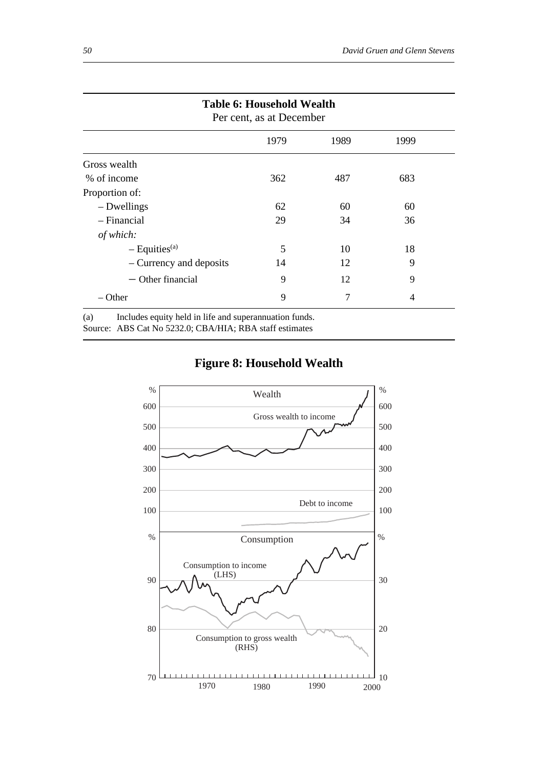**Table 6: Household Wealth**
Per cent, as at December

| | 1979 | 1989 | 1999 |
|---|---|---|---|
| Gross wealth | | | |
| % of income | 362 | 487 | 683 |
| Proportion of: | | | |
| – Dwellings | 62 | 60 | 60 |
| – Financial | 29 | 34 | 36 |
| *of which:* | | | |
| – Equities[(a)] | 5 | 10 | 18 |
| – Currency and deposits | 14 | 12 | 9 |
| – Other financial | 9 | 12 | 9 |
| – Other | 9 | 7 | 4 |

(a) Includes equity held in life and superannuation funds.
Source: ABS Cat No 5232.0; CBA/HIA; RBA staff estimates

**Figure 8: Household Wealth**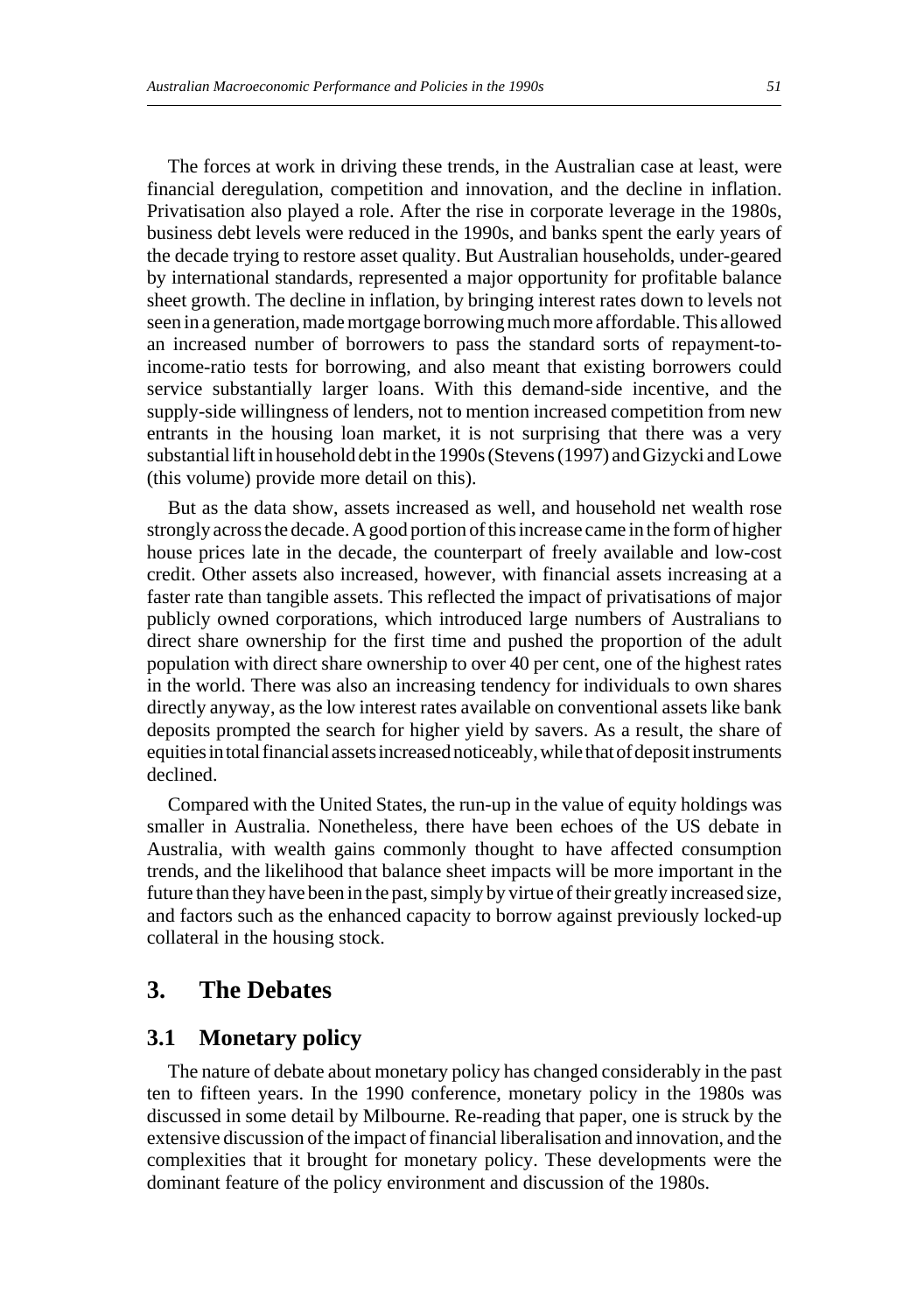The forces at work in driving these trends, in the Australian case at least, were financial deregulation, competition and innovation, and the decline in inflation. Privatisation also played a role. After the rise in corporate leverage in the 1980s, business debt levels were reduced in the 1990s, and banks spent the early years of the decade trying to restore asset quality. But Australian households, under-geared by international standards, represented a major opportunity for profitable balance sheet growth. The decline in inflation, by bringing interest rates down to levels not seen in a generation, made mortgage borrowing much more affordable. This allowed an increased number of borrowers to pass the standard sorts of repayment-to-income-ratio tests for borrowing, and also meant that existing borrowers could service substantially larger loans. With this demand-side incentive, and the supply-side willingness of lenders, not to mention increased competition from new entrants in the housing loan market, it is not surprising that there was a very substantial lift in household debt in the 1990s (Stevens (1997) and Gizycki and Lowe (this volume) provide more detail on this).

But as the data show, assets increased as well, and household net wealth rose strongly across the decade. A good portion of this increase came in the form of higher house prices late in the decade, the counterpart of freely available and low-cost credit. Other assets also increased, however, with financial assets increasing at a faster rate than tangible assets. This reflected the impact of privatisations of major publicly owned corporations, which introduced large numbers of Australians to direct share ownership for the first time and pushed the proportion of the adult population with direct share ownership to over 40 per cent, one of the highest rates in the world. There was also an increasing tendency for individuals to own shares directly anyway, as the low interest rates available on conventional assets like bank deposits prompted the search for higher yield by savers. As a result, the share of equities in total financial assets increased noticeably, while that of deposit instruments declined.

Compared with the United States, the run-up in the value of equity holdings was smaller in Australia. Nonetheless, there have been echoes of the US debate in Australia, with wealth gains commonly thought to have affected consumption trends, and the likelihood that balance sheet impacts will be more important in the future than they have been in the past, simply by virtue of their greatly increased size, and factors such as the enhanced capacity to borrow against previously locked-up collateral in the housing stock.

## 3. The Debates

### 3.1 Monetary policy

The nature of debate about monetary policy has changed considerably in the past ten to fifteen years. In the 1990 conference, monetary policy in the 1980s was discussed in some detail by Milbourne. Re-reading that paper, one is struck by the extensive discussion of the impact of financial liberalisation and innovation, and the complexities that it brought for monetary policy. These developments were the dominant feature of the policy environment and discussion of the 1980s.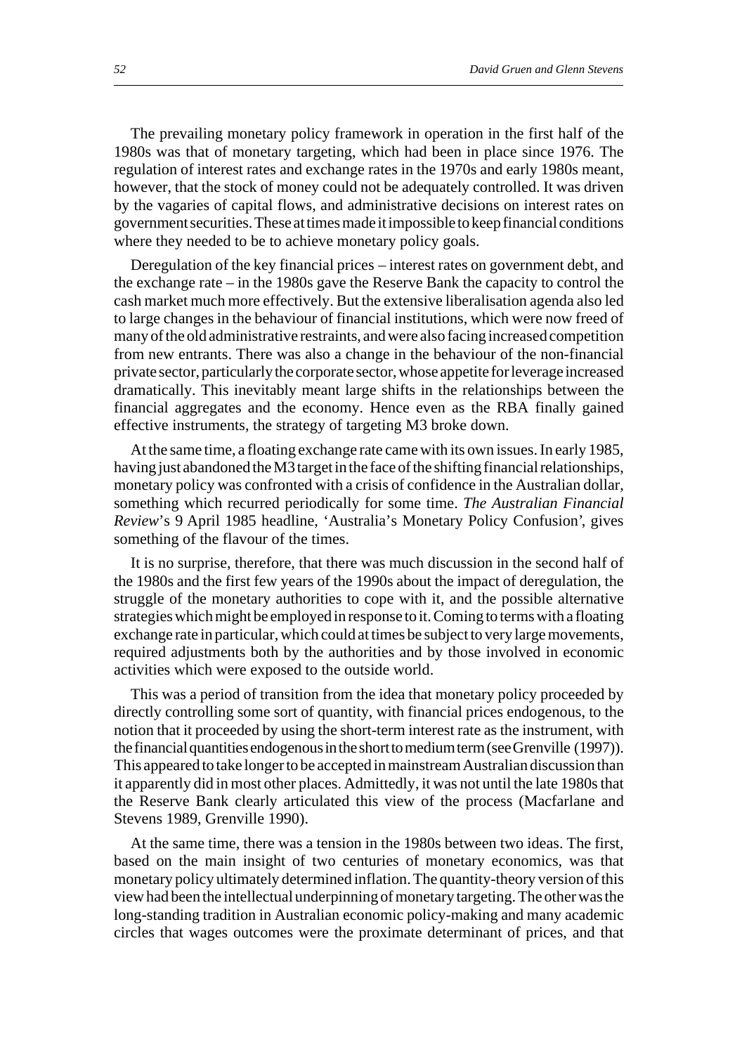The prevailing monetary policy framework in operation in the first half of the 1980s was that of monetary targeting, which had been in place since 1976. The regulation of interest rates and exchange rates in the 1970s and early 1980s meant, however, that the stock of money could not be adequately controlled. It was driven by the vagaries of capital flows, and administrative decisions on interest rates on government securities. These at times made it impossible to keep financial conditions where they needed to be to achieve monetary policy goals.

Deregulation of the key financial prices – interest rates on government debt, and the exchange rate – in the 1980s gave the Reserve Bank the capacity to control the cash market much more effectively. But the extensive liberalisation agenda also led to large changes in the behaviour of financial institutions, which were now freed of many of the old administrative restraints, and were also facing increased competition from new entrants. There was also a change in the behaviour of the non-financial private sector, particularly the corporate sector, whose appetite for leverage increased dramatically. This inevitably meant large shifts in the relationships between the financial aggregates and the economy. Hence even as the RBA finally gained effective instruments, the strategy of targeting M3 broke down.

At the same time, a floating exchange rate came with its own issues. In early 1985, having just abandoned the M3 target in the face of the shifting financial relationships, monetary policy was confronted with a crisis of confidence in the Australian dollar, something which recurred periodically for some time. *The Australian Financial Review*'s 9 April 1985 headline, 'Australia's Monetary Policy Confusion', gives something of the flavour of the times.

It is no surprise, therefore, that there was much discussion in the second half of the 1980s and the first few years of the 1990s about the impact of deregulation, the struggle of the monetary authorities to cope with it, and the possible alternative strategies which might be employed in response to it. Coming to terms with a floating exchange rate in particular, which could at times be subject to very large movements, required adjustments both by the authorities and by those involved in economic activities which were exposed to the outside world.

This was a period of transition from the idea that monetary policy proceeded by directly controlling some sort of quantity, with financial prices endogenous, to the notion that it proceeded by using the short-term interest rate as the instrument, with the financial quantities endogenous in the short to medium term (see Grenville (1997)). This appeared to take longer to be accepted in mainstream Australian discussion than it apparently did in most other places. Admittedly, it was not until the late 1980s that the Reserve Bank clearly articulated this view of the process (Macfarlane and Stevens 1989, Grenville 1990).

At the same time, there was a tension in the 1980s between two ideas. The first, based on the main insight of two centuries of monetary economics, was that monetary policy ultimately determined inflation. The quantity-theory version of this view had been the intellectual underpinning of monetary targeting. The other was the long-standing tradition in Australian economic policy-making and many academic circles that wages outcomes were the proximate determinant of prices, and that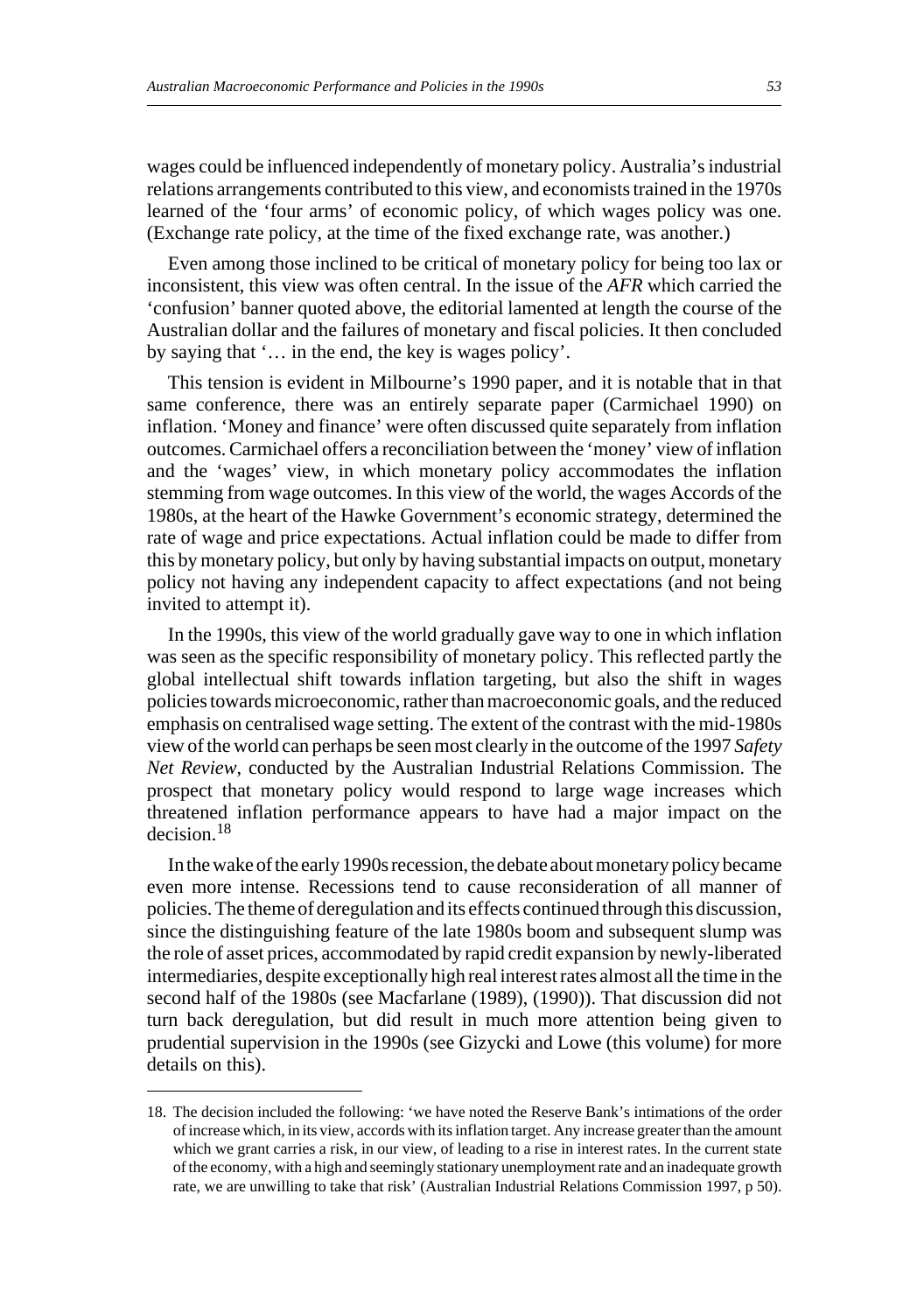wages could be influenced independently of monetary policy. Australia's industrial relations arrangements contributed to this view, and economists trained in the 1970s learned of the 'four arms' of economic policy, of which wages policy was one. (Exchange rate policy, at the time of the fixed exchange rate, was another.)

Even among those inclined to be critical of monetary policy for being too lax or inconsistent, this view was often central. In the issue of the *AFR* which carried the 'confusion' banner quoted above, the editorial lamented at length the course of the Australian dollar and the failures of monetary and fiscal policies. It then concluded by saying that '… in the end, the key is wages policy'.

This tension is evident in Milbourne's 1990 paper, and it is notable that in that same conference, there was an entirely separate paper (Carmichael 1990) on inflation. 'Money and finance' were often discussed quite separately from inflation outcomes. Carmichael offers a reconciliation between the 'money' view of inflation and the 'wages' view, in which monetary policy accommodates the inflation stemming from wage outcomes. In this view of the world, the wages Accords of the 1980s, at the heart of the Hawke Government's economic strategy, determined the rate of wage and price expectations. Actual inflation could be made to differ from this by monetary policy, but only by having substantial impacts on output, monetary policy not having any independent capacity to affect expectations (and not being invited to attempt it).

In the 1990s, this view of the world gradually gave way to one in which inflation was seen as the specific responsibility of monetary policy. This reflected partly the global intellectual shift towards inflation targeting, but also the shift in wages policies towards microeconomic, rather than macroeconomic goals, and the reduced emphasis on centralised wage setting. The extent of the contrast with the mid-1980s view of the world can perhaps be seen most clearly in the outcome of the 1997 *Safety Net Review*, conducted by the Australian Industrial Relations Commission. The prospect that monetary policy would respond to large wage increases which threatened inflation performance appears to have had a major impact on the decision.[18]

In the wake of the early 1990s recession, the debate about monetary policy became even more intense. Recessions tend to cause reconsideration of all manner of policies. The theme of deregulation and its effects continued through this discussion, since the distinguishing feature of the late 1980s boom and subsequent slump was the role of asset prices, accommodated by rapid credit expansion by newly-liberated intermediaries, despite exceptionally high real interest rates almost all the time in the second half of the 1980s (see Macfarlane (1989), (1990)). That discussion did not turn back deregulation, but did result in much more attention being given to prudential supervision in the 1990s (see Gizycki and Lowe (this volume) for more details on this).

18. The decision included the following: 'we have noted the Reserve Bank's intimations of the order of increase which, in its view, accords with its inflation target. Any increase greater than the amount which we grant carries a risk, in our view, of leading to a rise in interest rates. In the current state of the economy, with a high and seemingly stationary unemployment rate and an inadequate growth rate, we are unwilling to take that risk' (Australian Industrial Relations Commission 1997, p 50).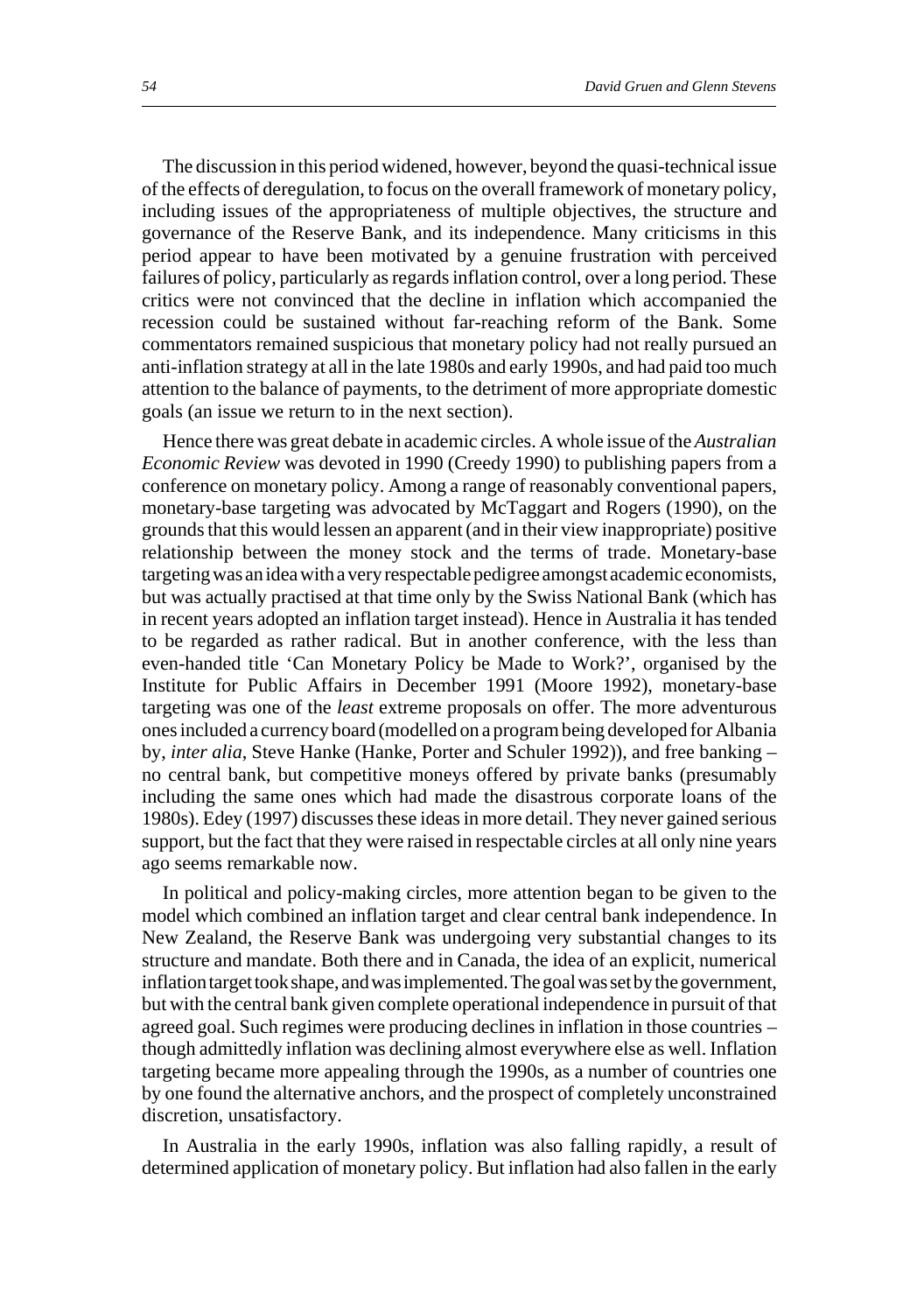The discussion in this period widened, however, beyond the quasi-technical issue of the effects of deregulation, to focus on the overall framework of monetary policy, including issues of the appropriateness of multiple objectives, the structure and governance of the Reserve Bank, and its independence. Many criticisms in this period appear to have been motivated by a genuine frustration with perceived failures of policy, particularly as regards inflation control, over a long period. These critics were not convinced that the decline in inflation which accompanied the recession could be sustained without far-reaching reform of the Bank. Some commentators remained suspicious that monetary policy had not really pursued an anti-inflation strategy at all in the late 1980s and early 1990s, and had paid too much attention to the balance of payments, to the detriment of more appropriate domestic goals (an issue we return to in the next section).

Hence there was great debate in academic circles. A whole issue of the *Australian Economic Review* was devoted in 1990 (Creedy 1990) to publishing papers from a conference on monetary policy. Among a range of reasonably conventional papers, monetary-base targeting was advocated by McTaggart and Rogers (1990), on the grounds that this would lessen an apparent (and in their view inappropriate) positive relationship between the money stock and the terms of trade. Monetary-base targeting was an idea with a very respectable pedigree amongst academic economists, but was actually practised at that time only by the Swiss National Bank (which has in recent years adopted an inflation target instead). Hence in Australia it has tended to be regarded as rather radical. But in another conference, with the less than even-handed title 'Can Monetary Policy be Made to Work?', organised by the Institute for Public Affairs in December 1991 (Moore 1992), monetary-base targeting was one of the *least* extreme proposals on offer. The more adventurous ones included a currency board (modelled on a program being developed for Albania by, *inter alia*, Steve Hanke (Hanke, Porter and Schuler 1992)), and free banking – no central bank, but competitive moneys offered by private banks (presumably including the same ones which had made the disastrous corporate loans of the 1980s). Edey (1997) discusses these ideas in more detail. They never gained serious support, but the fact that they were raised in respectable circles at all only nine years ago seems remarkable now.

In political and policy-making circles, more attention began to be given to the model which combined an inflation target and clear central bank independence. In New Zealand, the Reserve Bank was undergoing very substantial changes to its structure and mandate. Both there and in Canada, the idea of an explicit, numerical inflation target took shape, and was implemented. The goal was set by the government, but with the central bank given complete operational independence in pursuit of that agreed goal. Such regimes were producing declines in inflation in those countries – though admittedly inflation was declining almost everywhere else as well. Inflation targeting became more appealing through the 1990s, as a number of countries one by one found the alternative anchors, and the prospect of completely unconstrained discretion, unsatisfactory.

In Australia in the early 1990s, inflation was also falling rapidly, a result of determined application of monetary policy. But inflation had also fallen in the early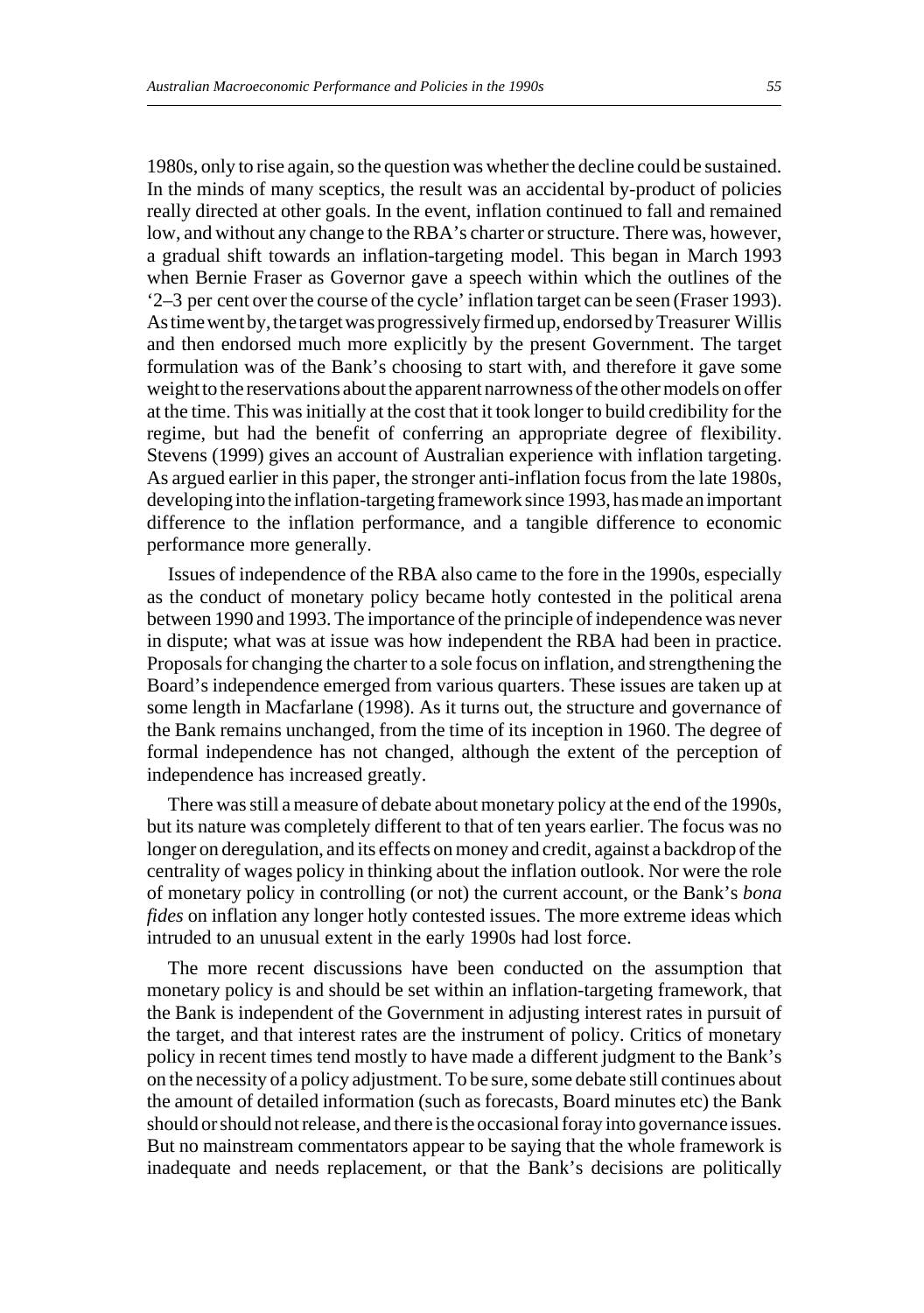1980s, only to rise again, so the question was whether the decline could be sustained. In the minds of many sceptics, the result was an accidental by-product of policies really directed at other goals. In the event, inflation continued to fall and remained low, and without any change to the RBA's charter or structure. There was, however, a gradual shift towards an inflation-targeting model. This began in March 1993 when Bernie Fraser as Governor gave a speech within which the outlines of the '2–3 per cent over the course of the cycle' inflation target can be seen (Fraser 1993). As time went by, the target was progressively firmed up, endorsed by Treasurer Willis and then endorsed much more explicitly by the present Government. The target formulation was of the Bank's choosing to start with, and therefore it gave some weight to the reservations about the apparent narrowness of the other models on offer at the time. This was initially at the cost that it took longer to build credibility for the regime, but had the benefit of conferring an appropriate degree of flexibility. Stevens (1999) gives an account of Australian experience with inflation targeting. As argued earlier in this paper, the stronger anti-inflation focus from the late 1980s, developing into the inflation-targeting framework since 1993, has made an important difference to the inflation performance, and a tangible difference to economic performance more generally.

Issues of independence of the RBA also came to the fore in the 1990s, especially as the conduct of monetary policy became hotly contested in the political arena between 1990 and 1993. The importance of the principle of independence was never in dispute; what was at issue was how independent the RBA had been in practice. Proposals for changing the charter to a sole focus on inflation, and strengthening the Board's independence emerged from various quarters. These issues are taken up at some length in Macfarlane (1998). As it turns out, the structure and governance of the Bank remains unchanged, from the time of its inception in 1960. The degree of formal independence has not changed, although the extent of the perception of independence has increased greatly.

There was still a measure of debate about monetary policy at the end of the 1990s, but its nature was completely different to that of ten years earlier. The focus was no longer on deregulation, and its effects on money and credit, against a backdrop of the centrality of wages policy in thinking about the inflation outlook. Nor were the role of monetary policy in controlling (or not) the current account, or the Bank's *bona fides* on inflation any longer hotly contested issues. The more extreme ideas which intruded to an unusual extent in the early 1990s had lost force.

The more recent discussions have been conducted on the assumption that monetary policy is and should be set within an inflation-targeting framework, that the Bank is independent of the Government in adjusting interest rates in pursuit of the target, and that interest rates are the instrument of policy. Critics of monetary policy in recent times tend mostly to have made a different judgment to the Bank's on the necessity of a policy adjustment. To be sure, some debate still continues about the amount of detailed information (such as forecasts, Board minutes etc) the Bank should or should not release, and there is the occasional foray into governance issues. But no mainstream commentators appear to be saying that the whole framework is inadequate and needs replacement, or that the Bank's decisions are politically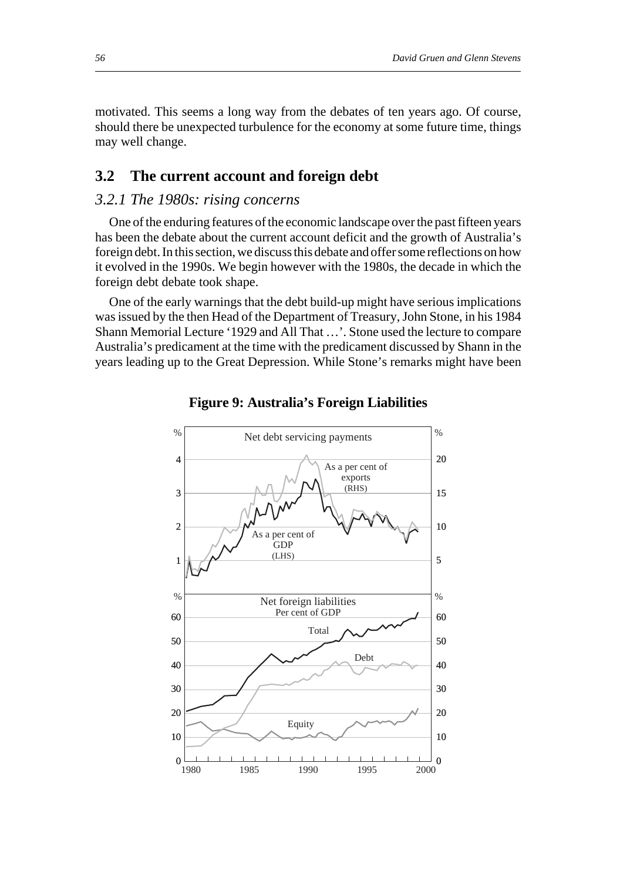motivated. This seems a long way from the debates of ten years ago. Of course, should there be unexpected turbulence for the economy at some future time, things may well change.

## 3.2 The current account and foreign debt

### *3.2.1 The 1980s: rising concerns*

One of the enduring features of the economic landscape over the past fifteen years has been the debate about the current account deficit and the growth of Australia's foreign debt. In this section, we discuss this debate and offer some reflections on how it evolved in the 1990s. We begin however with the 1980s, the decade in which the foreign debt debate took shape.

One of the early warnings that the debt build-up might have serious implications was issued by the then Head of the Department of Treasury, John Stone, in his 1984 Shann Memorial Lecture '1929 and All That …'. Stone used the lecture to compare Australia's predicament at the time with the predicament discussed by Shann in the years leading up to the Great Depression. While Stone's remarks might have been

**Figure 9: Australia's Foreign Liabilities**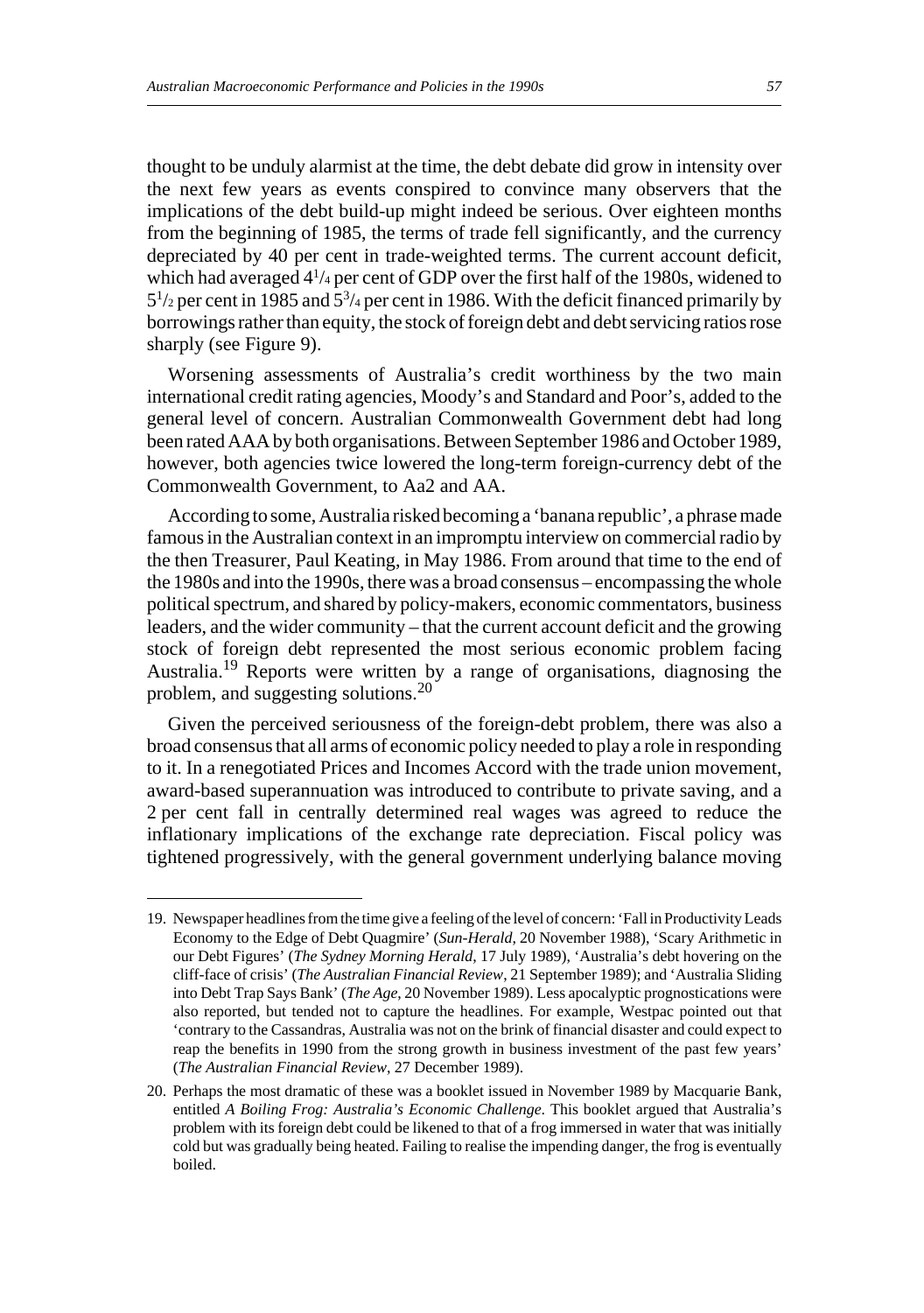thought to be unduly alarmist at the time, the debt debate did grow in intensity over the next few years as events conspired to convince many observers that the implications of the debt build-up might indeed be serious. Over eighteen months from the beginning of 1985, the terms of trade fell significantly, and the currency depreciated by 40 per cent in trade-weighted terms. The current account deficit, which had averaged $4^1/_4$ per cent of GDP over the first half of the 1980s, widened to $5^1/_2$ per cent in 1985 and $5^3/_4$ per cent in 1986. With the deficit financed primarily by borrowings rather than equity, the stock of foreign debt and debt servicing ratios rose sharply (see Figure 9).

Worsening assessments of Australia's credit worthiness by the two main international credit rating agencies, Moody's and Standard and Poor's, added to the general level of concern. Australian Commonwealth Government debt had long been rated AAA by both organisations. Between September 1986 and October 1989, however, both agencies twice lowered the long-term foreign-currency debt of the Commonwealth Government, to Aa2 and AA.

According to some, Australia risked becoming a 'banana republic', a phrase made famous in the Australian context in an impromptu interview on commercial radio by the then Treasurer, Paul Keating, in May 1986. From around that time to the end of the 1980s and into the 1990s, there was a broad consensus – encompassing the whole political spectrum, and shared by policy-makers, economic commentators, business leaders, and the wider community – that the current account deficit and the growing stock of foreign debt represented the most serious economic problem facing Australia.[19] Reports were written by a range of organisations, diagnosing the problem, and suggesting solutions.[20]

Given the perceived seriousness of the foreign-debt problem, there was also a broad consensus that all arms of economic policy needed to play a role in responding to it. In a renegotiated Prices and Incomes Accord with the trade union movement, award-based superannuation was introduced to contribute to private saving, and a 2 per cent fall in centrally determined real wages was agreed to reduce the inflationary implications of the exchange rate depreciation. Fiscal policy was tightened progressively, with the general government underlying balance moving

---

19. Newspaper headlines from the time give a feeling of the level of concern: 'Fall in Productivity Leads Economy to the Edge of Debt Quagmire' (*Sun-Herald*, 20 November 1988), 'Scary Arithmetic in our Debt Figures' (*The Sydney Morning Herald*, 17 July 1989), 'Australia's debt hovering on the cliff-face of crisis' (*The Australian Financial Review*, 21 September 1989); and 'Australia Sliding into Debt Trap Says Bank' (*The Age*, 20 November 1989). Less apocalyptic prognostications were also reported, but tended not to capture the headlines. For example, Westpac pointed out that 'contrary to the Cassandras, Australia was not on the brink of financial disaster and could expect to reap the benefits in 1990 from the strong growth in business investment of the past few years' (*The Australian Financial Review*, 27 December 1989).

20. Perhaps the most dramatic of these was a booklet issued in November 1989 by Macquarie Bank, entitled *A Boiling Frog: Australia's Economic Challenge*. This booklet argued that Australia's problem with its foreign debt could be likened to that of a frog immersed in water that was initially cold but was gradually being heated. Failing to realise the impending danger, the frog is eventually boiled.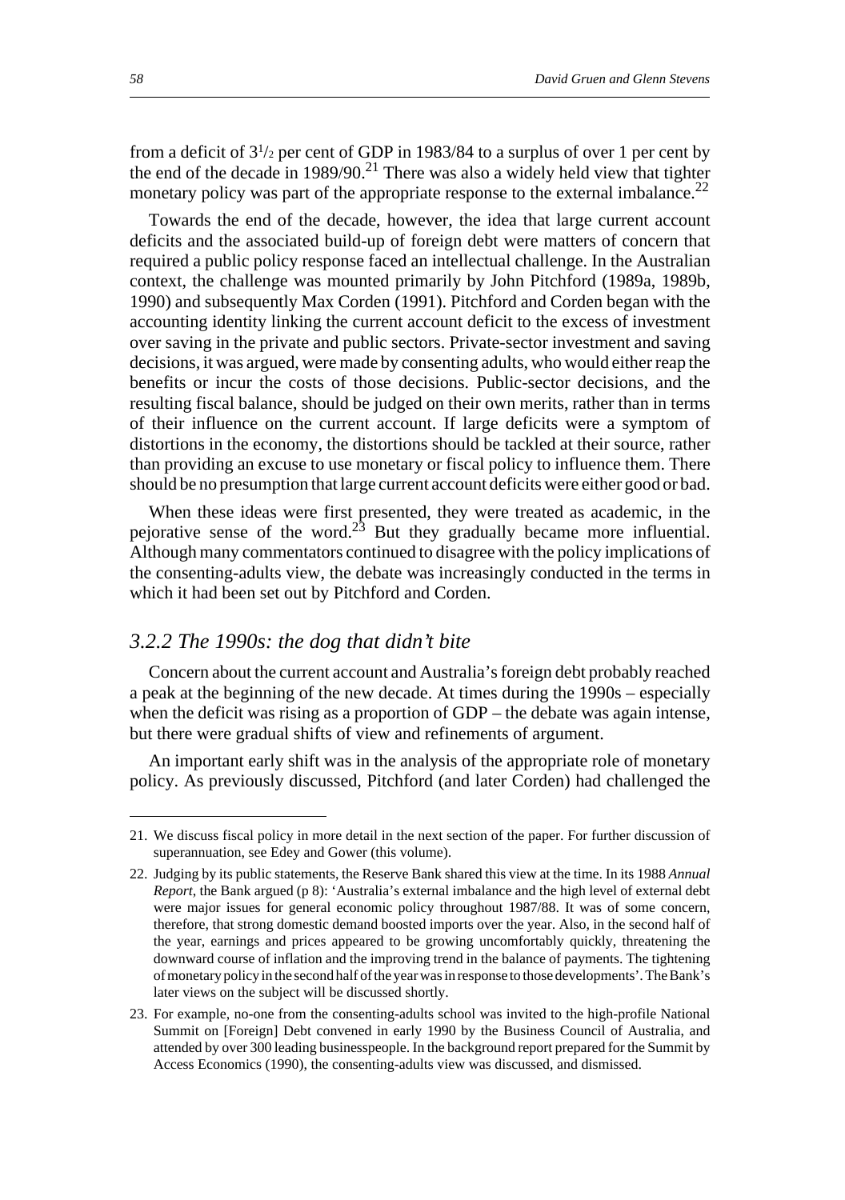from a deficit of $3^1/_2$ per cent of GDP in 1983/84 to a surplus of over 1 per cent by the end of the decade in 1989/90.[21] There was also a widely held view that tighter monetary policy was part of the appropriate response to the external imbalance.[22]

Towards the end of the decade, however, the idea that large current account deficits and the associated build-up of foreign debt were matters of concern that required a public policy response faced an intellectual challenge. In the Australian context, the challenge was mounted primarily by John Pitchford (1989a, 1989b, 1990) and subsequently Max Corden (1991). Pitchford and Corden began with the accounting identity linking the current account deficit to the excess of investment over saving in the private and public sectors. Private-sector investment and saving decisions, it was argued, were made by consenting adults, who would either reap the benefits or incur the costs of those decisions. Public-sector decisions, and the resulting fiscal balance, should be judged on their own merits, rather than in terms of their influence on the current account. If large deficits were a symptom of distortions in the economy, the distortions should be tackled at their source, rather than providing an excuse to use monetary or fiscal policy to influence them. There should be no presumption that large current account deficits were either good or bad.

When these ideas were first presented, they were treated as academic, in the pejorative sense of the word.[23] But they gradually became more influential. Although many commentators continued to disagree with the policy implications of the consenting-adults view, the debate was increasingly conducted in the terms in which it had been set out by Pitchford and Corden.

### *3.2.2 The 1990s: the dog that didn't bite*

Concern about the current account and Australia's foreign debt probably reached a peak at the beginning of the new decade. At times during the 1990s – especially when the deficit was rising as a proportion of GDP – the debate was again intense, but there were gradual shifts of view and refinements of argument.

An important early shift was in the analysis of the appropriate role of monetary policy. As previously discussed, Pitchford (and later Corden) had challenged the

---

21. We discuss fiscal policy in more detail in the next section of the paper. For further discussion of superannuation, see Edey and Gower (this volume).

22. Judging by its public statements, the Reserve Bank shared this view at the time. In its 1988 *Annual Report*, the Bank argued (p 8): 'Australia's external imbalance and the high level of external debt were major issues for general economic policy throughout 1987/88. It was of some concern, therefore, that strong domestic demand boosted imports over the year. Also, in the second half of the year, earnings and prices appeared to be growing uncomfortably quickly, threatening the downward course of inflation and the improving trend in the balance of payments. The tightening of monetary policy in the second half of the year was in response to those developments'. The Bank's later views on the subject will be discussed shortly.

23. For example, no-one from the consenting-adults school was invited to the high-profile National Summit on [Foreign] Debt convened in early 1990 by the Business Council of Australia, and attended by over 300 leading businesspeople. In the background report prepared for the Summit by Access Economics (1990), the consenting-adults view was discussed, and dismissed.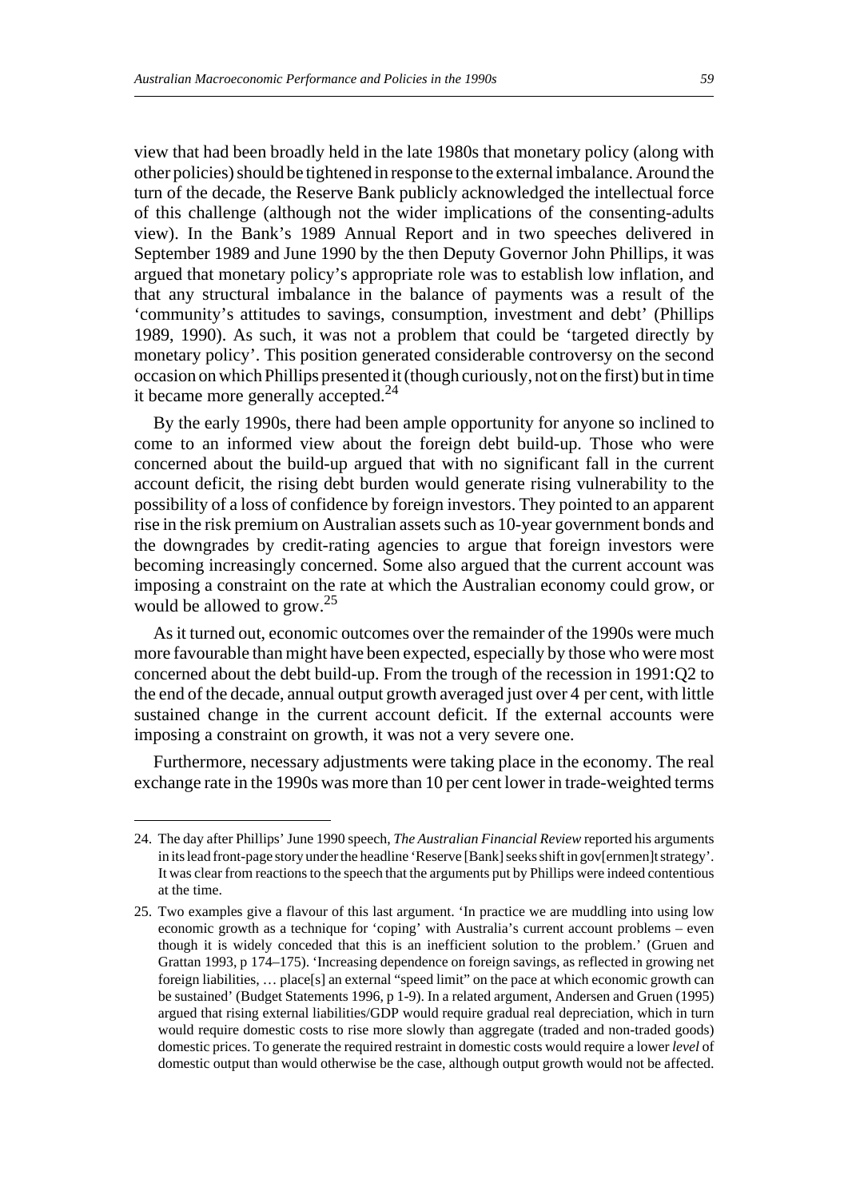view that had been broadly held in the late 1980s that monetary policy (along with other policies) should be tightened in response to the external imbalance. Around the turn of the decade, the Reserve Bank publicly acknowledged the intellectual force of this challenge (although not the wider implications of the consenting-adults view). In the Bank's 1989 Annual Report and in two speeches delivered in September 1989 and June 1990 by the then Deputy Governor John Phillips, it was argued that monetary policy's appropriate role was to establish low inflation, and that any structural imbalance in the balance of payments was a result of the 'community's attitudes to savings, consumption, investment and debt' (Phillips 1989, 1990). As such, it was not a problem that could be 'targeted directly by monetary policy'. This position generated considerable controversy on the second occasion on which Phillips presented it (though curiously, not on the first) but in time it became more generally accepted.[24]

By the early 1990s, there had been ample opportunity for anyone so inclined to come to an informed view about the foreign debt build-up. Those who were concerned about the build-up argued that with no significant fall in the current account deficit, the rising debt burden would generate rising vulnerability to the possibility of a loss of confidence by foreign investors. They pointed to an apparent rise in the risk premium on Australian assets such as 10-year government bonds and the downgrades by credit-rating agencies to argue that foreign investors were becoming increasingly concerned. Some also argued that the current account was imposing a constraint on the rate at which the Australian economy could grow, or would be allowed to grow.[25]

As it turned out, economic outcomes over the remainder of the 1990s were much more favourable than might have been expected, especially by those who were most concerned about the debt build-up. From the trough of the recession in 1991:Q2 to the end of the decade, annual output growth averaged just over 4 per cent, with little sustained change in the current account deficit. If the external accounts were imposing a constraint on growth, it was not a very severe one.

Furthermore, necessary adjustments were taking place in the economy. The real exchange rate in the 1990s was more than 10 per cent lower in trade-weighted terms

---

24. The day after Phillips' June 1990 speech, *The Australian Financial Review* reported his arguments in its lead front-page story under the headline 'Reserve [Bank] seeks shift in gov[ernmen]t strategy'. It was clear from reactions to the speech that the arguments put by Phillips were indeed contentious at the time.

25. Two examples give a flavour of this last argument. 'In practice we are muddling into using low economic growth as a technique for 'coping' with Australia's current account problems – even though it is widely conceded that this is an inefficient solution to the problem.' (Gruen and Grattan 1993, p 174–175). 'Increasing dependence on foreign savings, as reflected in growing net foreign liabilities, … place[s] an external "speed limit" on the pace at which economic growth can be sustained' (Budget Statements 1996, p 1-9). In a related argument, Andersen and Gruen (1995) argued that rising external liabilities/GDP would require gradual real depreciation, which in turn would require domestic costs to rise more slowly than aggregate (traded and non-traded goods) domestic prices. To generate the required restraint in domestic costs would require a lower *level* of domestic output than would otherwise be the case, although output growth would not be affected.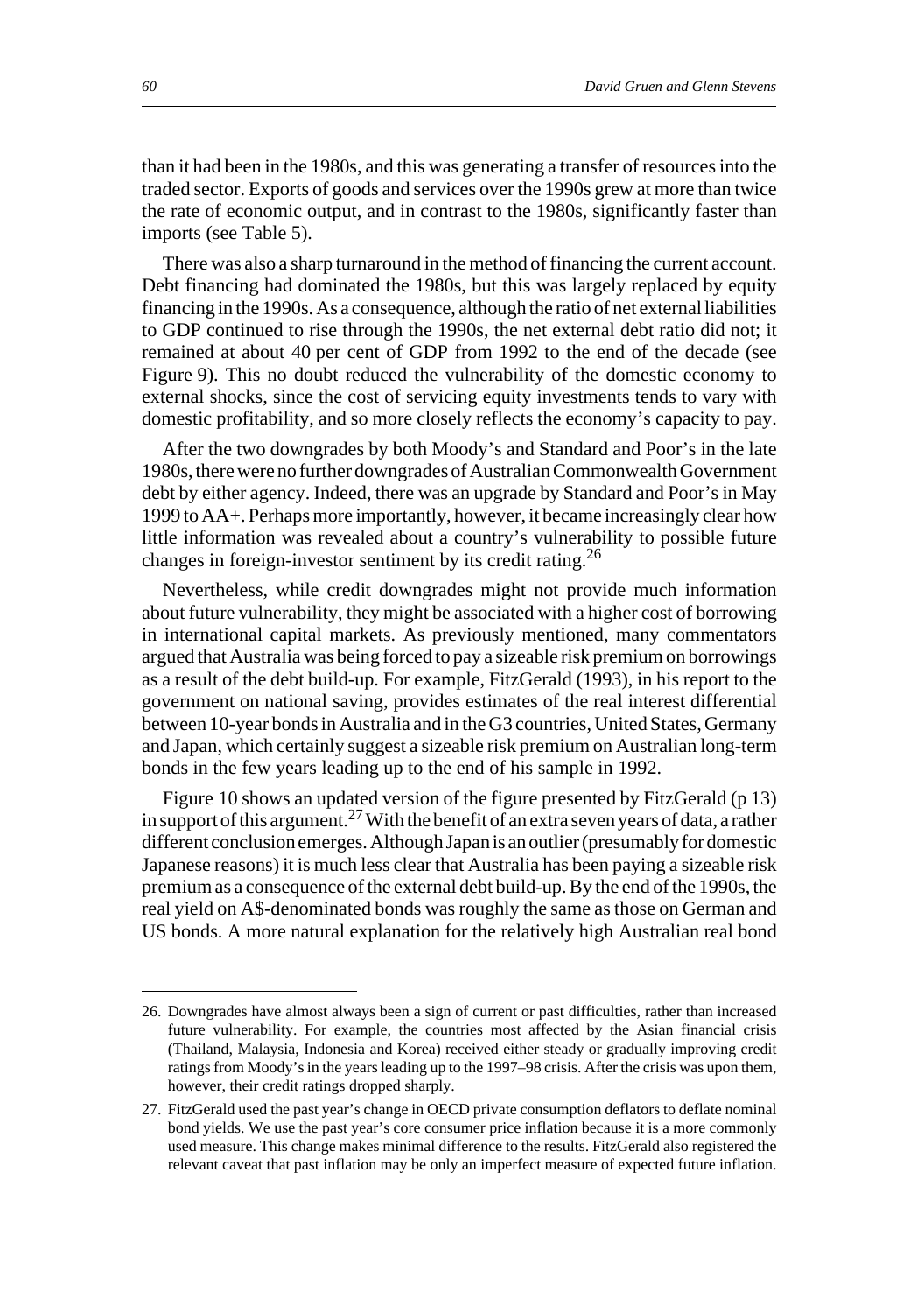than it had been in the 1980s, and this was generating a transfer of resources into the traded sector. Exports of goods and services over the 1990s grew at more than twice the rate of economic output, and in contrast to the 1980s, significantly faster than imports (see Table 5).

There was also a sharp turnaround in the method of financing the current account. Debt financing had dominated the 1980s, but this was largely replaced by equity financing in the 1990s. As a consequence, although the ratio of net external liabilities to GDP continued to rise through the 1990s, the net external debt ratio did not; it remained at about 40 per cent of GDP from 1992 to the end of the decade (see Figure 9). This no doubt reduced the vulnerability of the domestic economy to external shocks, since the cost of servicing equity investments tends to vary with domestic profitability, and so more closely reflects the economy's capacity to pay.

After the two downgrades by both Moody's and Standard and Poor's in the late 1980s, there were no further downgrades of Australian Commonwealth Government debt by either agency. Indeed, there was an upgrade by Standard and Poor's in May 1999 to AA+. Perhaps more importantly, however, it became increasingly clear how little information was revealed about a country's vulnerability to possible future changes in foreign-investor sentiment by its credit rating.[26]

Nevertheless, while credit downgrades might not provide much information about future vulnerability, they might be associated with a higher cost of borrowing in international capital markets. As previously mentioned, many commentators argued that Australia was being forced to pay a sizeable risk premium on borrowings as a result of the debt build-up. For example, FitzGerald (1993), in his report to the government on national saving, provides estimates of the real interest differential between 10-year bonds in Australia and in the G3 countries, United States, Germany and Japan, which certainly suggest a sizeable risk premium on Australian long-term bonds in the few years leading up to the end of his sample in 1992.

Figure 10 shows an updated version of the figure presented by FitzGerald (p 13) in support of this argument.[27] With the benefit of an extra seven years of data, a rather different conclusion emerges. Although Japan is an outlier (presumably for domestic Japanese reasons) it is much less clear that Australia has been paying a sizeable risk premium as a consequence of the external debt build-up. By the end of the 1990s, the real yield on A$-denominated bonds was roughly the same as those on German and US bonds. A more natural explanation for the relatively high Australian real bond

---

26. Downgrades have almost always been a sign of current or past difficulties, rather than increased future vulnerability. For example, the countries most affected by the Asian financial crisis (Thailand, Malaysia, Indonesia and Korea) received either steady or gradually improving credit ratings from Moody's in the years leading up to the 1997–98 crisis. After the crisis was upon them, however, their credit ratings dropped sharply.

27. FitzGerald used the past year's change in OECD private consumption deflators to deflate nominal bond yields. We use the past year's core consumer price inflation because it is a more commonly used measure. This change makes minimal difference to the results. FitzGerald also registered the relevant caveat that past inflation may be only an imperfect measure of expected future inflation.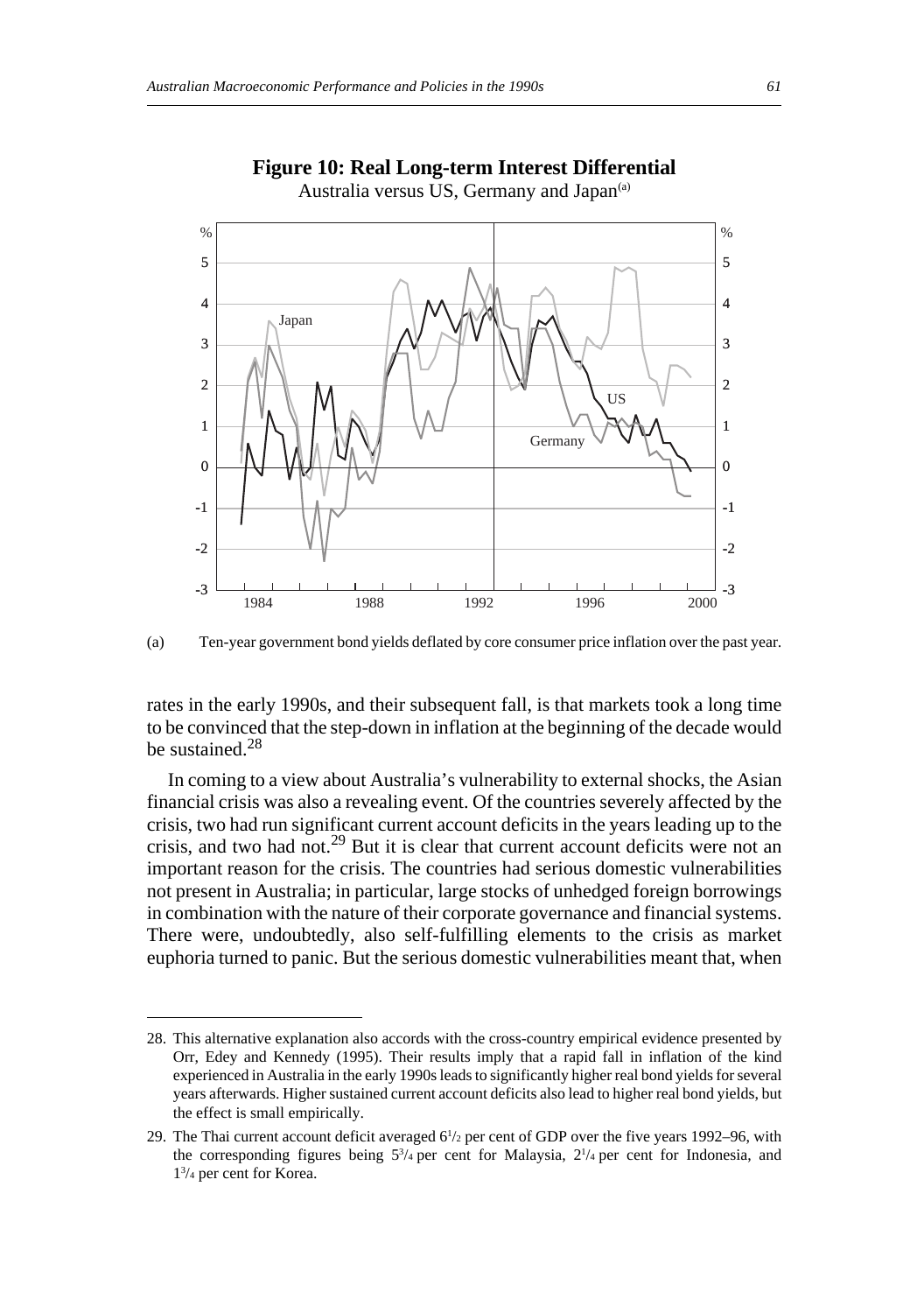**Figure 10: Real Long-term Interest Differential**

Australia versus US, Germany and Japan(a)

(a) Ten-year government bond yields deflated by core consumer price inflation over the past year.

rates in the early 1990s, and their subsequent fall, is that markets took a long time to be convinced that the step-down in inflation at the beginning of the decade would be sustained.[28]

In coming to a view about Australia's vulnerability to external shocks, the Asian financial crisis was also a revealing event. Of the countries severely affected by the crisis, two had run significant current account deficits in the years leading up to the crisis, and two had not.[29] But it is clear that current account deficits were not an important reason for the crisis. The countries had serious domestic vulnerabilities not present in Australia; in particular, large stocks of unhedged foreign borrowings in combination with the nature of their corporate governance and financial systems. There were, undoubtedly, also self-fulfilling elements to the crisis as market euphoria turned to panic. But the serious domestic vulnerabilities meant that, when

---

28. This alternative explanation also accords with the cross-country empirical evidence presented by Orr, Edey and Kennedy (1995). Their results imply that a rapid fall in inflation of the kind experienced in Australia in the early 1990s leads to significantly higher real bond yields for several years afterwards. Higher sustained current account deficits also lead to higher real bond yields, but the effect is small empirically.

29. The Thai current account deficit averaged 6½ per cent of GDP over the five years 1992–96, with the corresponding figures being 5¾ per cent for Malaysia, 2¼ per cent for Indonesia, and 1¾ per cent for Korea.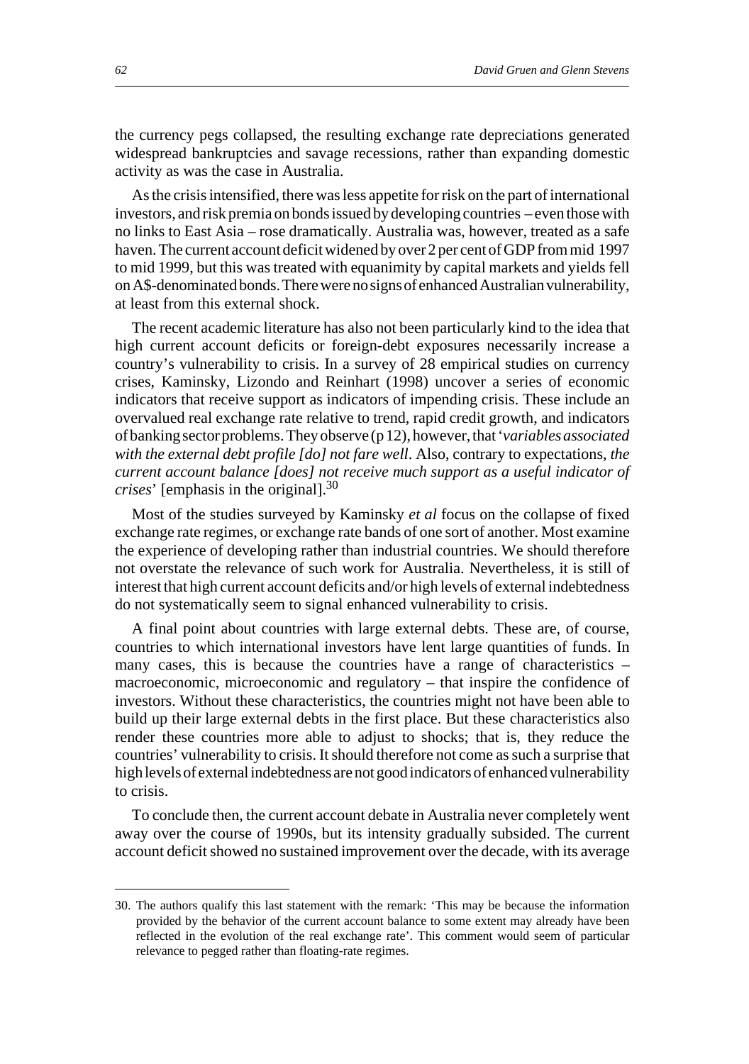the currency pegs collapsed, the resulting exchange rate depreciations generated widespread bankruptcies and savage recessions, rather than expanding domestic activity as was the case in Australia.

As the crisis intensified, there was less appetite for risk on the part of international investors, and risk premia on bonds issued by developing countries – even those with no links to East Asia – rose dramatically. Australia was, however, treated as a safe haven. The current account deficit widened by over 2 per cent of GDP from mid 1997 to mid 1999, but this was treated with equanimity by capital markets and yields fell on A$-denominated bonds. There were no signs of enhanced Australian vulnerability, at least from this external shock.

The recent academic literature has also not been particularly kind to the idea that high current account deficits or foreign-debt exposures necessarily increase a country's vulnerability to crisis. In a survey of 28 empirical studies on currency crises, Kaminsky, Lizondo and Reinhart (1998) uncover a series of economic indicators that receive support as indicators of impending crisis. These include an overvalued real exchange rate relative to trend, rapid credit growth, and indicators of banking sector problems. They observe (p 12), however, that '*variables associated with the external debt profile [do] not fare well*. Also, contrary to expectations, *the current account balance [does] not receive much support as a useful indicator of crises*' [emphasis in the original].[30]

Most of the studies surveyed by Kaminsky *et al* focus on the collapse of fixed exchange rate regimes, or exchange rate bands of one sort of another. Most examine the experience of developing rather than industrial countries. We should therefore not overstate the relevance of such work for Australia. Nevertheless, it is still of interest that high current account deficits and/or high levels of external indebtedness do not systematically seem to signal enhanced vulnerability to crisis.

A final point about countries with large external debts. These are, of course, countries to which international investors have lent large quantities of funds. In many cases, this is because the countries have a range of characteristics – macroeconomic, microeconomic and regulatory – that inspire the confidence of investors. Without these characteristics, the countries might not have been able to build up their large external debts in the first place. But these characteristics also render these countries more able to adjust to shocks; that is, they reduce the countries' vulnerability to crisis. It should therefore not come as such a surprise that high levels of external indebtedness are not good indicators of enhanced vulnerability to crisis.

To conclude then, the current account debate in Australia never completely went away over the course of 1990s, but its intensity gradually subsided. The current account deficit showed no sustained improvement over the decade, with its average

---

30. The authors qualify this last statement with the remark: 'This may be because the information provided by the behavior of the current account balance to some extent may already have been reflected in the evolution of the real exchange rate'. This comment would seem of particular relevance to pegged rather than floating-rate regimes.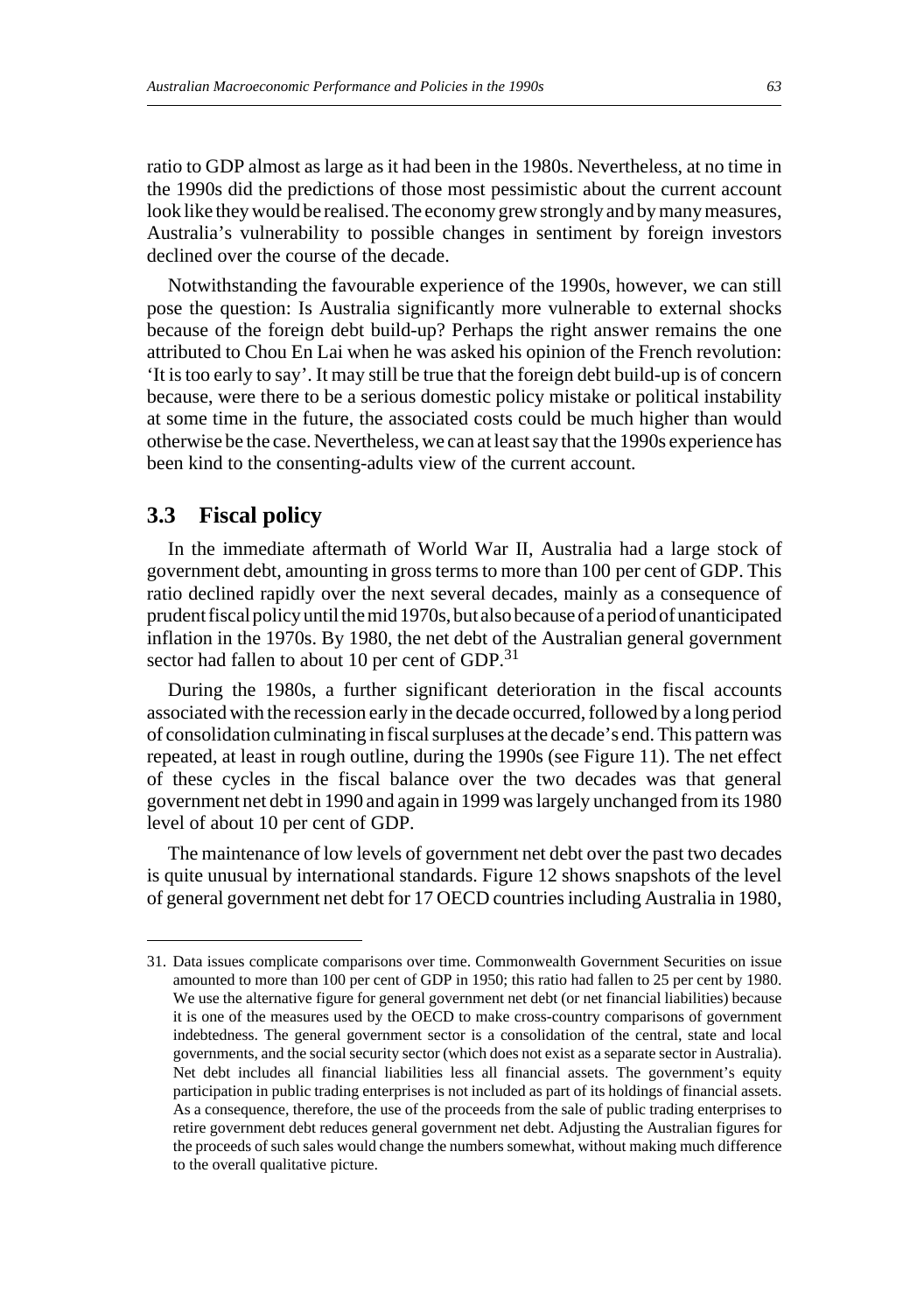ratio to GDP almost as large as it had been in the 1980s. Nevertheless, at no time in the 1990s did the predictions of those most pessimistic about the current account look like they would be realised. The economy grew strongly and by many measures, Australia's vulnerability to possible changes in sentiment by foreign investors declined over the course of the decade.

Notwithstanding the favourable experience of the 1990s, however, we can still pose the question: Is Australia significantly more vulnerable to external shocks because of the foreign debt build-up? Perhaps the right answer remains the one attributed to Chou En Lai when he was asked his opinion of the French revolution: 'It is too early to say'. It may still be true that the foreign debt build-up is of concern because, were there to be a serious domestic policy mistake or political instability at some time in the future, the associated costs could be much higher than would otherwise be the case. Nevertheless, we can at least say that the 1990s experience has been kind to the consenting-adults view of the current account.

## 3.3 Fiscal policy

In the immediate aftermath of World War II, Australia had a large stock of government debt, amounting in gross terms to more than 100 per cent of GDP. This ratio declined rapidly over the next several decades, mainly as a consequence of prudent fiscal policy until the mid 1970s, but also because of a period of unanticipated inflation in the 1970s. By 1980, the net debt of the Australian general government sector had fallen to about 10 per cent of GDP.[31]

During the 1980s, a further significant deterioration in the fiscal accounts associated with the recession early in the decade occurred, followed by a long period of consolidation culminating in fiscal surpluses at the decade's end. This pattern was repeated, at least in rough outline, during the 1990s (see Figure 11). The net effect of these cycles in the fiscal balance over the two decades was that general government net debt in 1990 and again in 1999 was largely unchanged from its 1980 level of about 10 per cent of GDP.

The maintenance of low levels of government net debt over the past two decades is quite unusual by international standards. Figure 12 shows snapshots of the level of general government net debt for 17 OECD countries including Australia in 1980,

---

31. Data issues complicate comparisons over time. Commonwealth Government Securities on issue amounted to more than 100 per cent of GDP in 1950; this ratio had fallen to 25 per cent by 1980. We use the alternative figure for general government net debt (or net financial liabilities) because it is one of the measures used by the OECD to make cross-country comparisons of government indebtedness. The general government sector is a consolidation of the central, state and local governments, and the social security sector (which does not exist as a separate sector in Australia). Net debt includes all financial liabilities less all financial assets. The government's equity participation in public trading enterprises is not included as part of its holdings of financial assets. As a consequence, therefore, the use of the proceeds from the sale of public trading enterprises to retire government debt reduces general government net debt. Adjusting the Australian figures for the proceeds of such sales would change the numbers somewhat, without making much difference to the overall qualitative picture.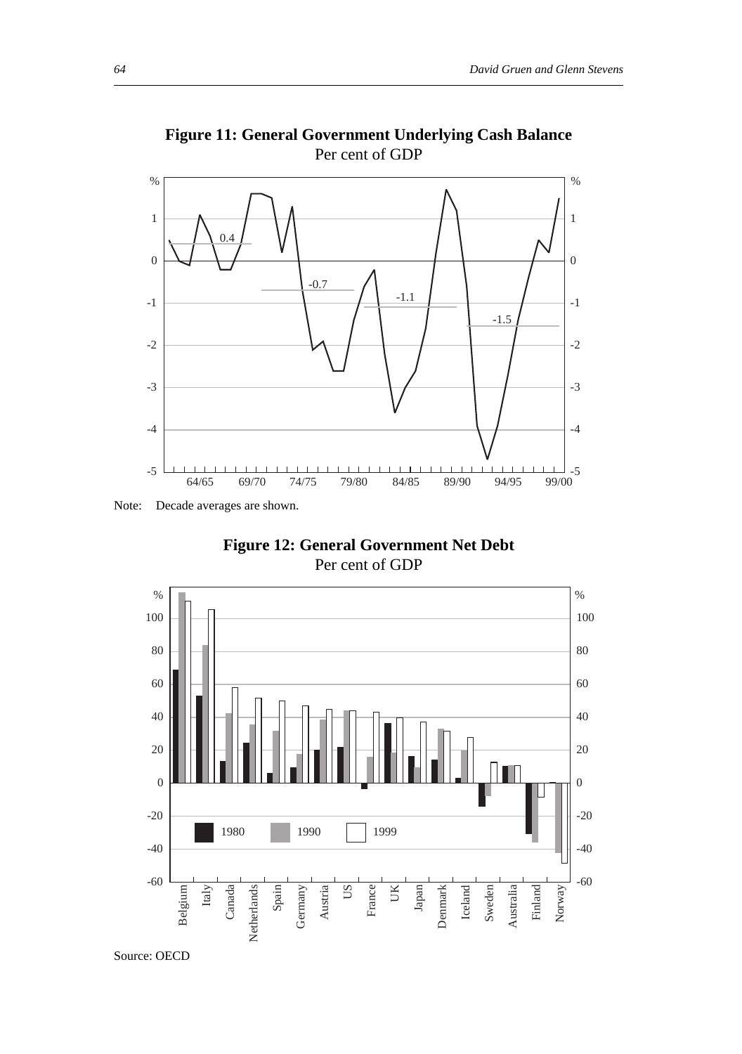**Figure 11: General Government Underlying Cash Balance**
Per cent of GDP

Note: Decade averages are shown.

**Figure 12: General Government Net Debt**
Per cent of GDP

Source: OECD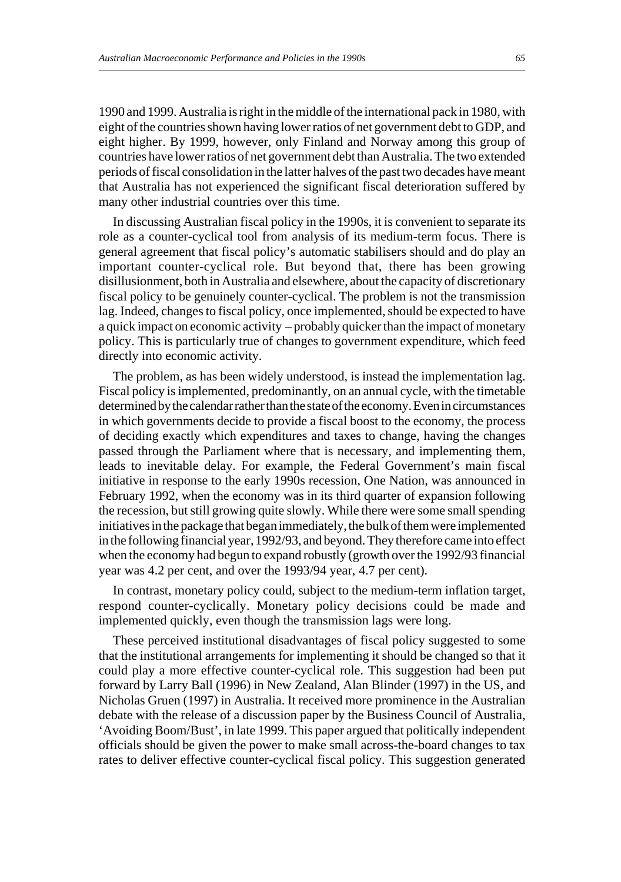1990 and 1999. Australia is right in the middle of the international pack in 1980, with eight of the countries shown having lower ratios of net government debt to GDP, and eight higher. By 1999, however, only Finland and Norway among this group of countries have lower ratios of net government debt than Australia. The two extended periods of fiscal consolidation in the latter halves of the past two decades have meant that Australia has not experienced the significant fiscal deterioration suffered by many other industrial countries over this time.

In discussing Australian fiscal policy in the 1990s, it is convenient to separate its role as a counter-cyclical tool from analysis of its medium-term focus. There is general agreement that fiscal policy's automatic stabilisers should and do play an important counter-cyclical role. But beyond that, there has been growing disillusionment, both in Australia and elsewhere, about the capacity of discretionary fiscal policy to be genuinely counter-cyclical. The problem is not the transmission lag. Indeed, changes to fiscal policy, once implemented, should be expected to have a quick impact on economic activity – probably quicker than the impact of monetary policy. This is particularly true of changes to government expenditure, which feed directly into economic activity.

The problem, as has been widely understood, is instead the implementation lag. Fiscal policy is implemented, predominantly, on an annual cycle, with the timetable determined by the calendar rather than the state of the economy. Even in circumstances in which governments decide to provide a fiscal boost to the economy, the process of deciding exactly which expenditures and taxes to change, having the changes passed through the Parliament where that is necessary, and implementing them, leads to inevitable delay. For example, the Federal Government's main fiscal initiative in response to the early 1990s recession, One Nation, was announced in February 1992, when the economy was in its third quarter of expansion following the recession, but still growing quite slowly. While there were some small spending initiatives in the package that began immediately, the bulk of them were implemented in the following financial year, 1992/93, and beyond. They therefore came into effect when the economy had begun to expand robustly (growth over the 1992/93 financial year was 4.2 per cent, and over the 1993/94 year, 4.7 per cent).

In contrast, monetary policy could, subject to the medium-term inflation target, respond counter-cyclically. Monetary policy decisions could be made and implemented quickly, even though the transmission lags were long.

These perceived institutional disadvantages of fiscal policy suggested to some that the institutional arrangements for implementing it should be changed so that it could play a more effective counter-cyclical role. This suggestion had been put forward by Larry Ball (1996) in New Zealand, Alan Blinder (1997) in the US, and Nicholas Gruen (1997) in Australia. It received more prominence in the Australian debate with the release of a discussion paper by the Business Council of Australia, 'Avoiding Boom/Bust', in late 1999. This paper argued that politically independent officials should be given the power to make small across-the-board changes to tax rates to deliver effective counter-cyclical fiscal policy. This suggestion generated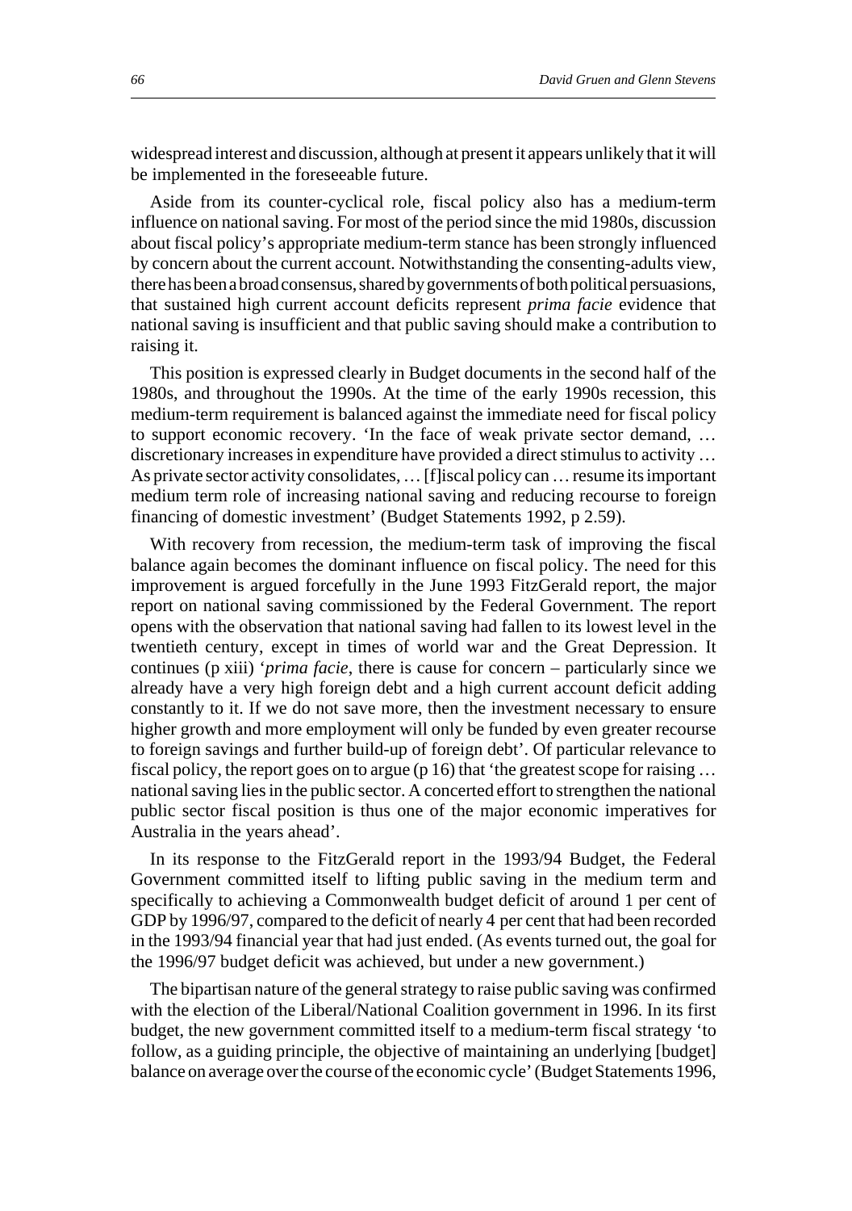widespread interest and discussion, although at present it appears unlikely that it will be implemented in the foreseeable future.

Aside from its counter-cyclical role, fiscal policy also has a medium-term influence on national saving. For most of the period since the mid 1980s, discussion about fiscal policy's appropriate medium-term stance has been strongly influenced by concern about the current account. Notwithstanding the consenting-adults view, there has been a broad consensus, shared by governments of both political persuasions, that sustained high current account deficits represent *prima facie* evidence that national saving is insufficient and that public saving should make a contribution to raising it.

This position is expressed clearly in Budget documents in the second half of the 1980s, and throughout the 1990s. At the time of the early 1990s recession, this medium-term requirement is balanced against the immediate need for fiscal policy to support economic recovery. 'In the face of weak private sector demand, … discretionary increases in expenditure have provided a direct stimulus to activity … As private sector activity consolidates, … [f]iscal policy can … resume its important medium term role of increasing national saving and reducing recourse to foreign financing of domestic investment' (Budget Statements 1992, p 2.59).

With recovery from recession, the medium-term task of improving the fiscal balance again becomes the dominant influence on fiscal policy. The need for this improvement is argued forcefully in the June 1993 FitzGerald report, the major report on national saving commissioned by the Federal Government. The report opens with the observation that national saving had fallen to its lowest level in the twentieth century, except in times of world war and the Great Depression. It continues (p xiii) '*prima facie*, there is cause for concern – particularly since we already have a very high foreign debt and a high current account deficit adding constantly to it. If we do not save more, then the investment necessary to ensure higher growth and more employment will only be funded by even greater recourse to foreign savings and further build-up of foreign debt'. Of particular relevance to fiscal policy, the report goes on to argue (p 16) that 'the greatest scope for raising … national saving lies in the public sector. A concerted effort to strengthen the national public sector fiscal position is thus one of the major economic imperatives for Australia in the years ahead'.

In its response to the FitzGerald report in the 1993/94 Budget, the Federal Government committed itself to lifting public saving in the medium term and specifically to achieving a Commonwealth budget deficit of around 1 per cent of GDP by 1996/97, compared to the deficit of nearly 4 per cent that had been recorded in the 1993/94 financial year that had just ended. (As events turned out, the goal for the 1996/97 budget deficit was achieved, but under a new government.)

The bipartisan nature of the general strategy to raise public saving was confirmed with the election of the Liberal/National Coalition government in 1996. In its first budget, the new government committed itself to a medium-term fiscal strategy 'to follow, as a guiding principle, the objective of maintaining an underlying [budget] balance on average over the course of the economic cycle' (Budget Statements 1996,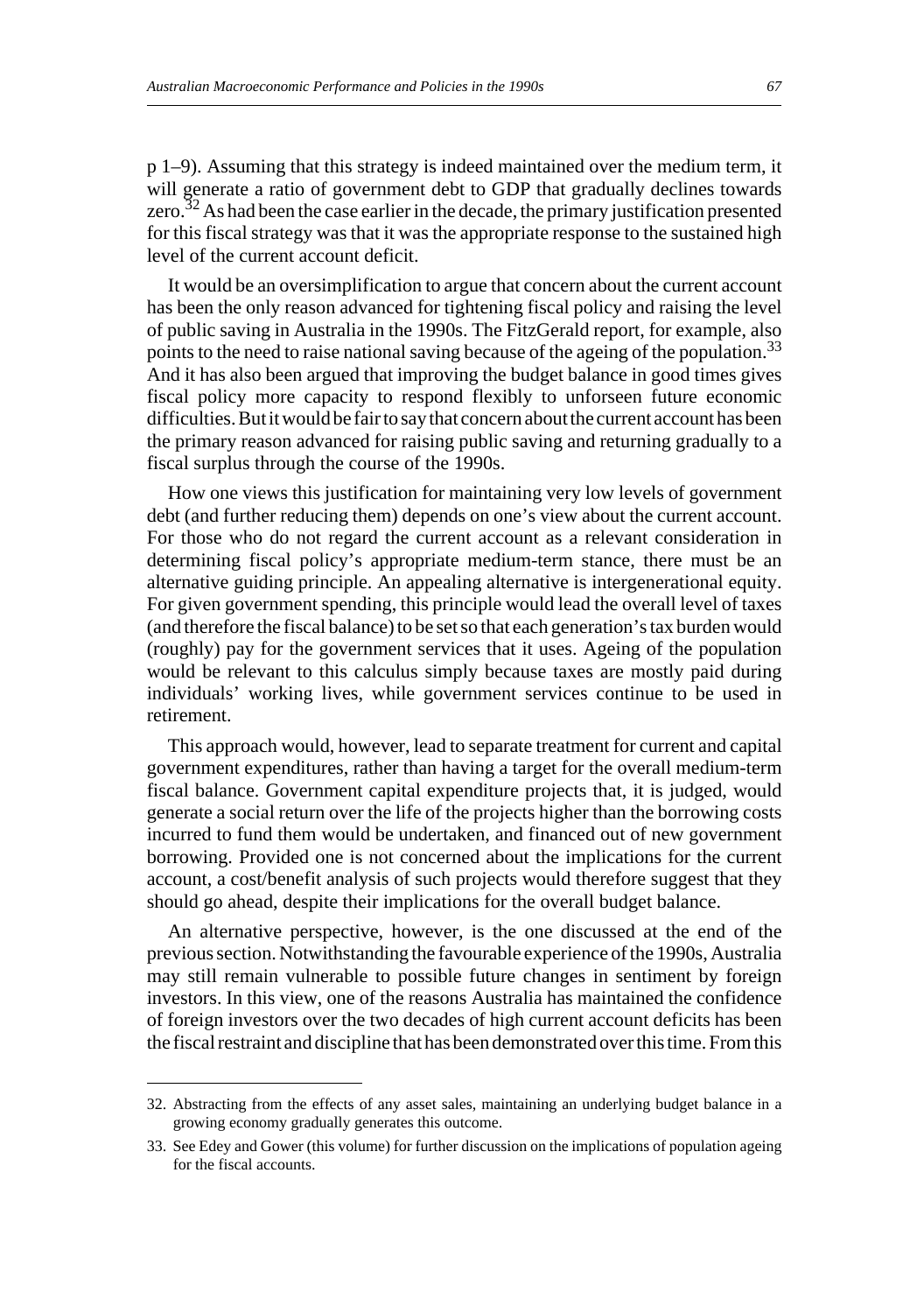p 1–9). Assuming that this strategy is indeed maintained over the medium term, it will generate a ratio of government debt to GDP that gradually declines towards zero.[32] As had been the case earlier in the decade, the primary justification presented for this fiscal strategy was that it was the appropriate response to the sustained high level of the current account deficit.

It would be an oversimplification to argue that concern about the current account has been the only reason advanced for tightening fiscal policy and raising the level of public saving in Australia in the 1990s. The FitzGerald report, for example, also points to the need to raise national saving because of the ageing of the population.[33] And it has also been argued that improving the budget balance in good times gives fiscal policy more capacity to respond flexibly to unforseen future economic difficulties. But it would be fair to say that concern about the current account has been the primary reason advanced for raising public saving and returning gradually to a fiscal surplus through the course of the 1990s.

How one views this justification for maintaining very low levels of government debt (and further reducing them) depends on one's view about the current account. For those who do not regard the current account as a relevant consideration in determining fiscal policy's appropriate medium-term stance, there must be an alternative guiding principle. An appealing alternative is intergenerational equity. For given government spending, this principle would lead the overall level of taxes (and therefore the fiscal balance) to be set so that each generation's tax burden would (roughly) pay for the government services that it uses. Ageing of the population would be relevant to this calculus simply because taxes are mostly paid during individuals' working lives, while government services continue to be used in retirement.

This approach would, however, lead to separate treatment for current and capital government expenditures, rather than having a target for the overall medium-term fiscal balance. Government capital expenditure projects that, it is judged, would generate a social return over the life of the projects higher than the borrowing costs incurred to fund them would be undertaken, and financed out of new government borrowing. Provided one is not concerned about the implications for the current account, a cost/benefit analysis of such projects would therefore suggest that they should go ahead, despite their implications for the overall budget balance.

An alternative perspective, however, is the one discussed at the end of the previous section. Notwithstanding the favourable experience of the 1990s, Australia may still remain vulnerable to possible future changes in sentiment by foreign investors. In this view, one of the reasons Australia has maintained the confidence of foreign investors over the two decades of high current account deficits has been the fiscal restraint and discipline that has been demonstrated over this time. From this

32. Abstracting from the effects of any asset sales, maintaining an underlying budget balance in a growing economy gradually generates this outcome.

33. See Edey and Gower (this volume) for further discussion on the implications of population ageing for the fiscal accounts.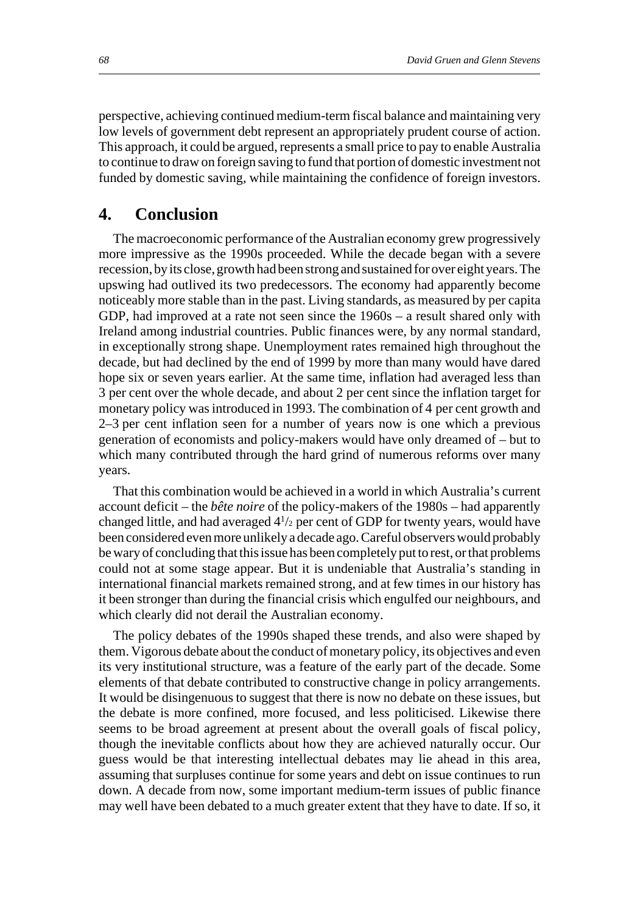perspective, achieving continued medium-term fiscal balance and maintaining very low levels of government debt represent an appropriately prudent course of action. This approach, it could be argued, represents a small price to pay to enable Australia to continue to draw on foreign saving to fund that portion of domestic investment not funded by domestic saving, while maintaining the confidence of foreign investors.

## 4. Conclusion

The macroeconomic performance of the Australian economy grew progressively more impressive as the 1990s proceeded. While the decade began with a severe recession, by its close, growth had been strong and sustained for over eight years. The upswing had outlived its two predecessors. The economy had apparently become noticeably more stable than in the past. Living standards, as measured by per capita GDP, had improved at a rate not seen since the 1960s – a result shared only with Ireland among industrial countries. Public finances were, by any normal standard, in exceptionally strong shape. Unemployment rates remained high throughout the decade, but had declined by the end of 1999 by more than many would have dared hope six or seven years earlier. At the same time, inflation had averaged less than 3 per cent over the whole decade, and about 2 per cent since the inflation target for monetary policy was introduced in 1993. The combination of 4 per cent growth and 2–3 per cent inflation seen for a number of years now is one which a previous generation of economists and policy-makers would have only dreamed of – but to which many contributed through the hard grind of numerous reforms over many years.

That this combination would be achieved in a world in which Australia's current account deficit – the *bête noire* of the policy-makers of the 1980s – had apparently changed little, and had averaged $4^1/_2$ per cent of GDP for twenty years, would have been considered even more unlikely a decade ago. Careful observers would probably be wary of concluding that this issue has been completely put to rest, or that problems could not at some stage appear. But it is undeniable that Australia's standing in international financial markets remained strong, and at few times in our history has it been stronger than during the financial crisis which engulfed our neighbours, and which clearly did not derail the Australian economy.

The policy debates of the 1990s shaped these trends, and also were shaped by them. Vigorous debate about the conduct of monetary policy, its objectives and even its very institutional structure, was a feature of the early part of the decade. Some elements of that debate contributed to constructive change in policy arrangements. It would be disingenuous to suggest that there is now no debate on these issues, but the debate is more confined, more focused, and less politicised. Likewise there seems to be broad agreement at present about the overall goals of fiscal policy, though the inevitable conflicts about how they are achieved naturally occur. Our guess would be that interesting intellectual debates may lie ahead in this area, assuming that surpluses continue for some years and debt on issue continues to run down. A decade from now, some important medium-term issues of public finance may well have been debated to a much greater extent that they have to date. If so, it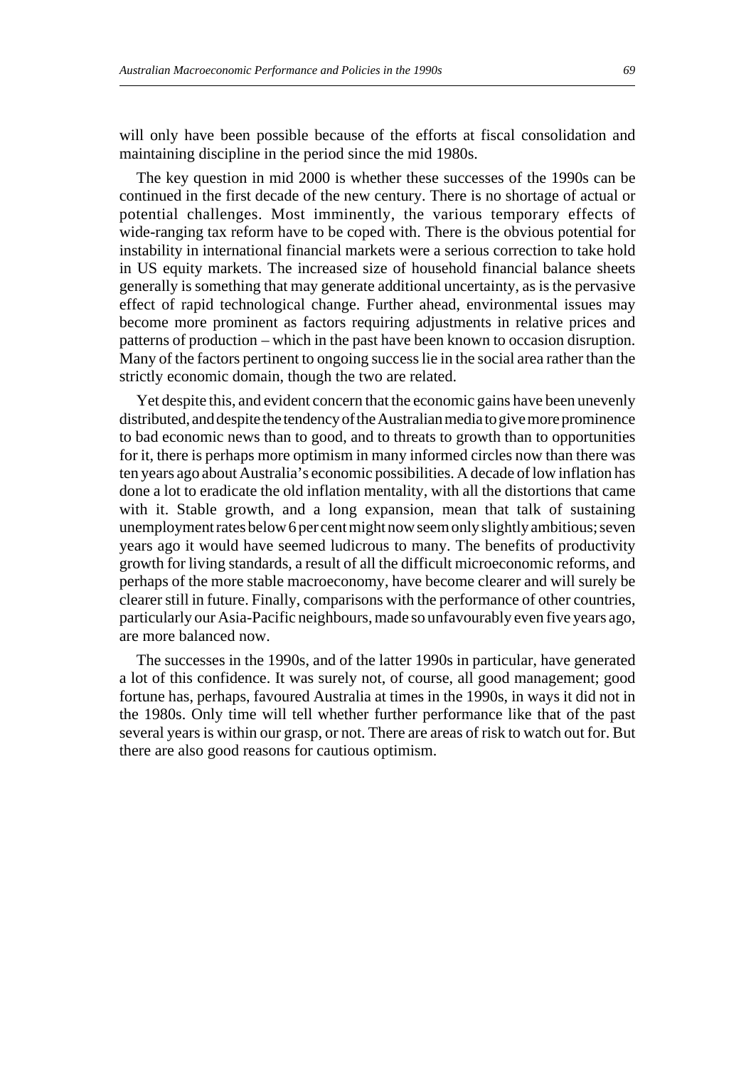will only have been possible because of the efforts at fiscal consolidation and maintaining discipline in the period since the mid 1980s.

The key question in mid 2000 is whether these successes of the 1990s can be continued in the first decade of the new century. There is no shortage of actual or potential challenges. Most imminently, the various temporary effects of wide-ranging tax reform have to be coped with. There is the obvious potential for instability in international financial markets were a serious correction to take hold in US equity markets. The increased size of household financial balance sheets generally is something that may generate additional uncertainty, as is the pervasive effect of rapid technological change. Further ahead, environmental issues may become more prominent as factors requiring adjustments in relative prices and patterns of production – which in the past have been known to occasion disruption. Many of the factors pertinent to ongoing success lie in the social area rather than the strictly economic domain, though the two are related.

Yet despite this, and evident concern that the economic gains have been unevenly distributed, and despite the tendency of the Australian media to give more prominence to bad economic news than to good, and to threats to growth than to opportunities for it, there is perhaps more optimism in many informed circles now than there was ten years ago about Australia's economic possibilities. A decade of low inflation has done a lot to eradicate the old inflation mentality, with all the distortions that came with it. Stable growth, and a long expansion, mean that talk of sustaining unemployment rates below 6 per cent might now seem only slightly ambitious; seven years ago it would have seemed ludicrous to many. The benefits of productivity growth for living standards, a result of all the difficult microeconomic reforms, and perhaps of the more stable macroeconomy, have become clearer and will surely be clearer still in future. Finally, comparisons with the performance of other countries, particularly our Asia-Pacific neighbours, made so unfavourably even five years ago, are more balanced now.

The successes in the 1990s, and of the latter 1990s in particular, have generated a lot of this confidence. It was surely not, of course, all good management; good fortune has, perhaps, favoured Australia at times in the 1990s, in ways it did not in the 1980s. Only time will tell whether further performance like that of the past several years is within our grasp, or not. There are areas of risk to watch out for. But there are also good reasons for cautious optimism.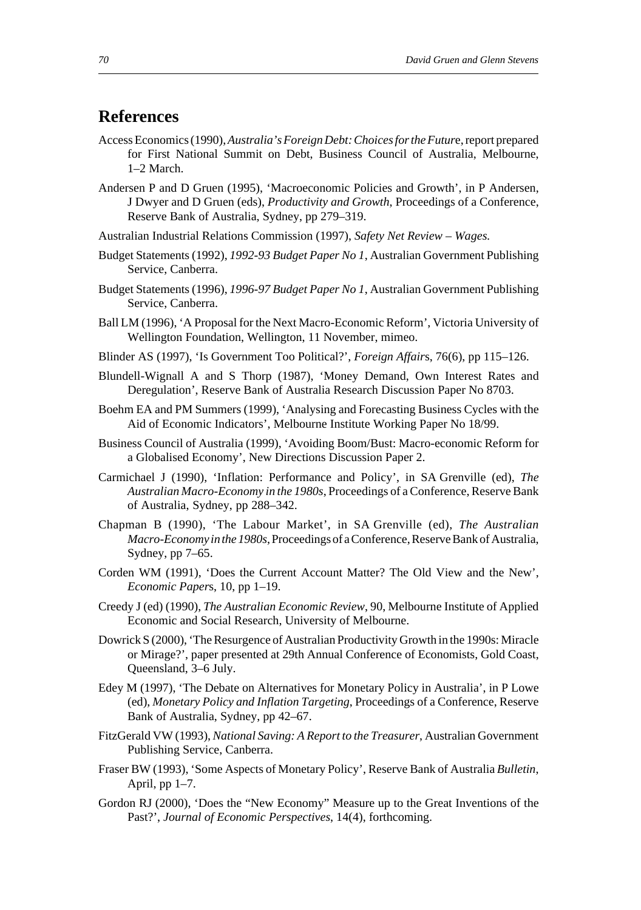## References

Access Economics (1990), *Australia's Foreign Debt: Choices for the Future*, report prepared for First National Summit on Debt, Business Council of Australia, Melbourne, 1–2 March.

Andersen P and D Gruen (1995), 'Macroeconomic Policies and Growth', in P Andersen, J Dwyer and D Gruen (eds), *Productivity and Growth*, Proceedings of a Conference, Reserve Bank of Australia, Sydney, pp 279–319.

Australian Industrial Relations Commission (1997), *Safety Net Review – Wages.*

Budget Statements (1992), *1992-93 Budget Paper No 1*, Australian Government Publishing Service, Canberra.

Budget Statements (1996), *1996-97 Budget Paper No 1*, Australian Government Publishing Service, Canberra.

Ball LM (1996), 'A Proposal for the Next Macro-Economic Reform', Victoria University of Wellington Foundation, Wellington, 11 November, mimeo.

Blinder AS (1997), 'Is Government Too Political?', *Foreign Affairs*, 76(6), pp 115–126.

Blundell-Wignall A and S Thorp (1987), 'Money Demand, Own Interest Rates and Deregulation', Reserve Bank of Australia Research Discussion Paper No 8703.

Boehm EA and PM Summers (1999), 'Analysing and Forecasting Business Cycles with the Aid of Economic Indicators', Melbourne Institute Working Paper No 18/99.

Business Council of Australia (1999), 'Avoiding Boom/Bust: Macro-economic Reform for a Globalised Economy', New Directions Discussion Paper 2.

Carmichael J (1990), 'Inflation: Performance and Policy', in SA Grenville (ed), *The Australian Macro-Economy in the 1980s*, Proceedings of a Conference, Reserve Bank of Australia, Sydney, pp 288–342.

Chapman B (1990), 'The Labour Market', in SA Grenville (ed), *The Australian Macro-Economy in the 1980s*, Proceedings of a Conference, Reserve Bank of Australia, Sydney, pp 7–65.

Corden WM (1991), 'Does the Current Account Matter? The Old View and the New', *Economic Papers*, 10, pp 1–19.

Creedy J (ed) (1990), *The Australian Economic Review*, 90, Melbourne Institute of Applied Economic and Social Research, University of Melbourne.

Dowrick S (2000), 'The Resurgence of Australian Productivity Growth in the 1990s: Miracle or Mirage?', paper presented at 29th Annual Conference of Economists, Gold Coast, Queensland, 3–6 July.

Edey M (1997), 'The Debate on Alternatives for Monetary Policy in Australia', in P Lowe (ed), *Monetary Policy and Inflation Targeting*, Proceedings of a Conference, Reserve Bank of Australia, Sydney, pp 42–67.

FitzGerald VW (1993), *National Saving: A Report to the Treasurer*, Australian Government Publishing Service, Canberra.

Fraser BW (1993), 'Some Aspects of Monetary Policy', Reserve Bank of Australia *Bulletin*, April, pp 1–7.

Gordon RJ (2000), 'Does the "New Economy" Measure up to the Great Inventions of the Past?', *Journal of Economic Perspectives*, 14(4), forthcoming.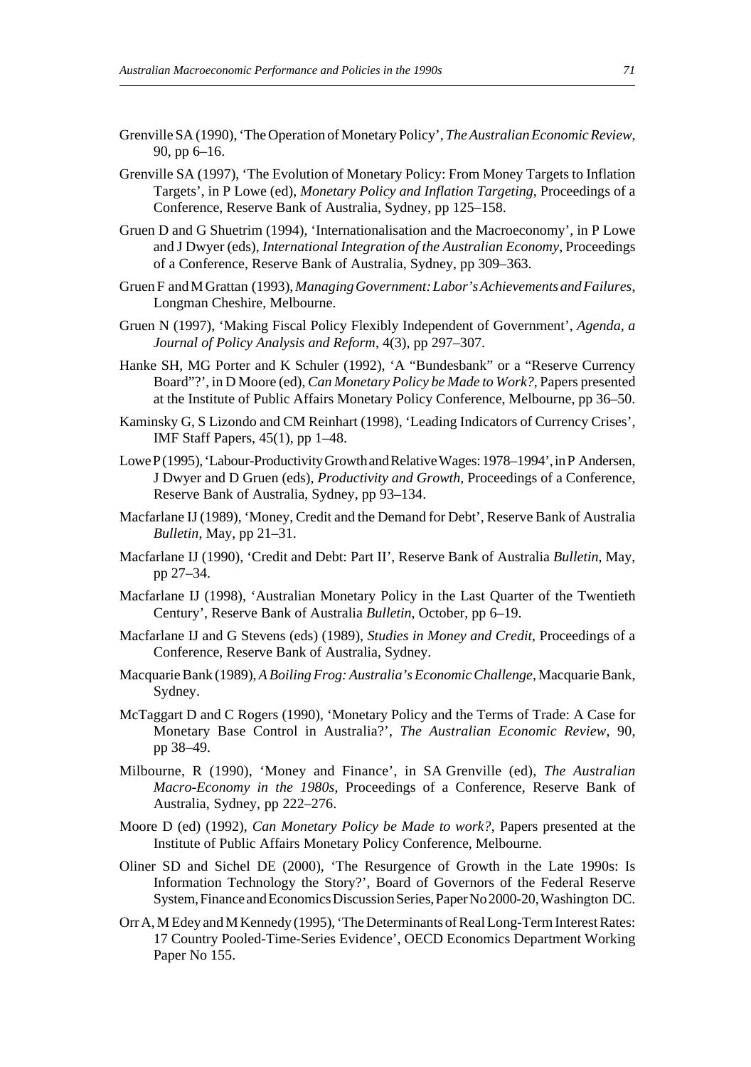Grenville SA (1990), 'The Operation of Monetary Policy', *The Australian Economic Review*, 90, pp 6–16.

Grenville SA (1997), 'The Evolution of Monetary Policy: From Money Targets to Inflation Targets', in P Lowe (ed), *Monetary Policy and Inflation Targeting*, Proceedings of a Conference, Reserve Bank of Australia, Sydney, pp 125–158.

Gruen D and G Shuetrim (1994), 'Internationalisation and the Macroeconomy', in P Lowe and J Dwyer (eds), *International Integration of the Australian Economy*, Proceedings of a Conference, Reserve Bank of Australia, Sydney, pp 309–363.

Gruen F and M Grattan (1993), *Managing Government: Labor's Achievements and Failures*, Longman Cheshire, Melbourne.

Gruen N (1997), 'Making Fiscal Policy Flexibly Independent of Government', *Agenda, a Journal of Policy Analysis and Reform*, 4(3), pp 297–307.

Hanke SH, MG Porter and K Schuler (1992), 'A "Bundesbank" or a "Reserve Currency Board"?', in D Moore (ed), *Can Monetary Policy be Made to Work?*, Papers presented at the Institute of Public Affairs Monetary Policy Conference, Melbourne, pp 36–50.

Kaminsky G, S Lizondo and CM Reinhart (1998), 'Leading Indicators of Currency Crises', IMF Staff Papers, 45(1), pp 1–48.

Lowe P (1995), 'Labour-Productivity Growth and Relative Wages: 1978–1994', in P Andersen, J Dwyer and D Gruen (eds), *Productivity and Growth*, Proceedings of a Conference, Reserve Bank of Australia, Sydney, pp 93–134.

Macfarlane IJ (1989), 'Money, Credit and the Demand for Debt', Reserve Bank of Australia *Bulletin*, May, pp 21–31.

Macfarlane IJ (1990), 'Credit and Debt: Part II', Reserve Bank of Australia *Bulletin*, May, pp 27–34.

Macfarlane IJ (1998), 'Australian Monetary Policy in the Last Quarter of the Twentieth Century', Reserve Bank of Australia *Bulletin*, October, pp 6–19.

Macfarlane IJ and G Stevens (eds) (1989), *Studies in Money and Credit*, Proceedings of a Conference, Reserve Bank of Australia, Sydney.

Macquarie Bank (1989), *A Boiling Frog: Australia's Economic Challenge*, Macquarie Bank, Sydney.

McTaggart D and C Rogers (1990), 'Monetary Policy and the Terms of Trade: A Case for Monetary Base Control in Australia?', *The Australian Economic Review*, 90, pp 38–49.

Milbourne, R (1990), 'Money and Finance', in SA Grenville (ed), *The Australian Macro-Economy in the 1980s*, Proceedings of a Conference, Reserve Bank of Australia, Sydney, pp 222–276.

Moore D (ed) (1992), *Can Monetary Policy be Made to work?*, Papers presented at the Institute of Public Affairs Monetary Policy Conference, Melbourne.

Oliner SD and Sichel DE (2000), 'The Resurgence of Growth in the Late 1990s: Is Information Technology the Story?', Board of Governors of the Federal Reserve System, Finance and Economics Discussion Series, Paper No 2000-20, Washington DC.

Orr A, M Edey and M Kennedy (1995), 'The Determinants of Real Long-Term Interest Rates: 17 Country Pooled-Time-Series Evidence', OECD Economics Department Working Paper No 155.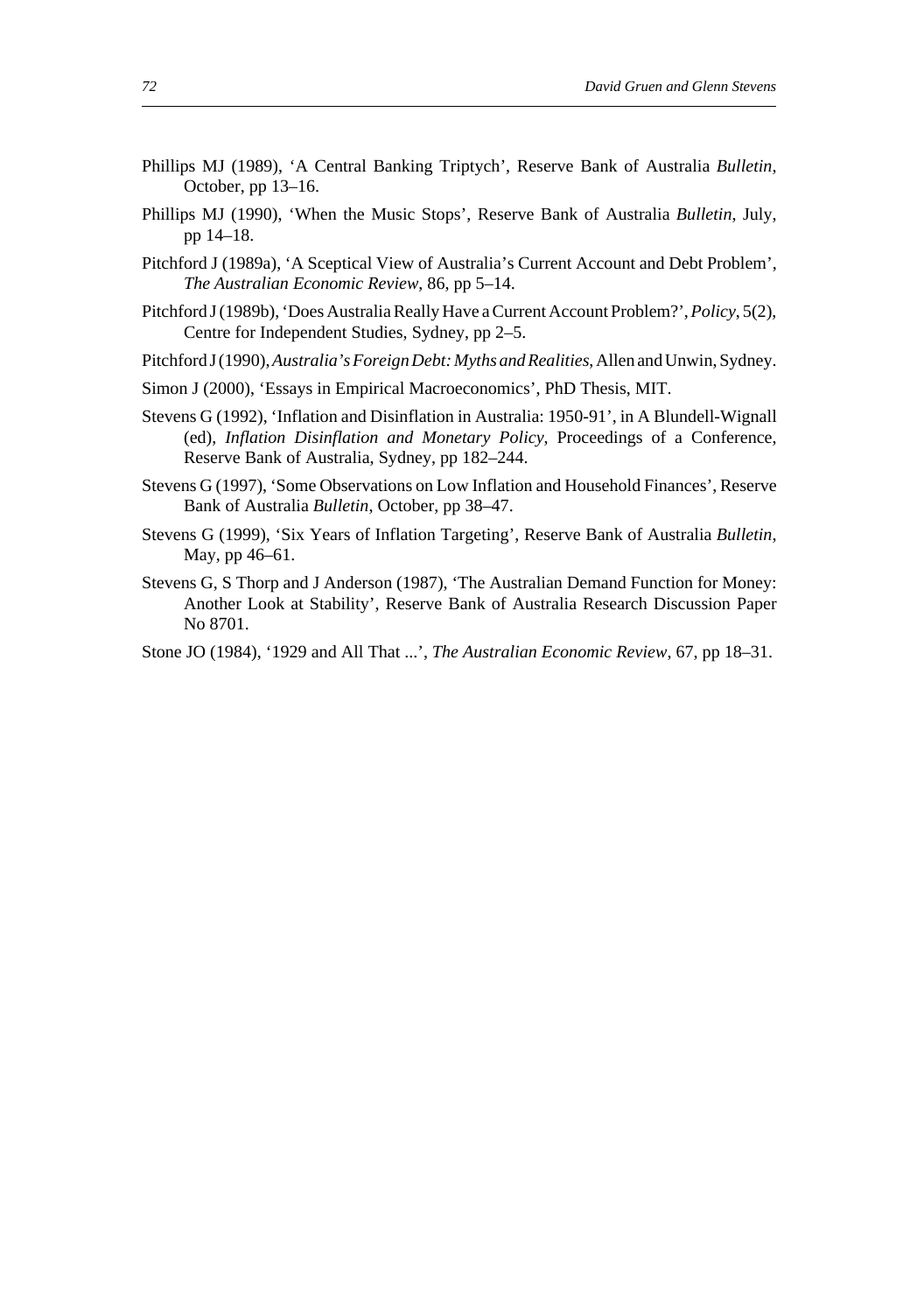Phillips MJ (1989), 'A Central Banking Triptych', Reserve Bank of Australia *Bulletin*, October, pp 13–16.

Phillips MJ (1990), 'When the Music Stops', Reserve Bank of Australia *Bulletin*, July, pp 14–18.

Pitchford J (1989a), 'A Sceptical View of Australia's Current Account and Debt Problem', *The Australian Economic Review*, 86, pp 5–14.

Pitchford J (1989b), 'Does Australia Really Have a Current Account Problem?', *Policy*, 5(2), Centre for Independent Studies, Sydney, pp 2–5.

Pitchford J (1990), *Australia's Foreign Debt: Myths and Realities*, Allen and Unwin, Sydney.

Simon J (2000), 'Essays in Empirical Macroeconomics', PhD Thesis, MIT.

Stevens G (1992), 'Inflation and Disinflation in Australia: 1950-91', in A Blundell-Wignall (ed), *Inflation Disinflation and Monetary Policy*, Proceedings of a Conference, Reserve Bank of Australia, Sydney, pp 182–244.

Stevens G (1997), 'Some Observations on Low Inflation and Household Finances', Reserve Bank of Australia *Bulletin*, October, pp 38–47.

Stevens G (1999), 'Six Years of Inflation Targeting', Reserve Bank of Australia *Bulletin*, May, pp 46–61.

Stevens G, S Thorp and J Anderson (1987), 'The Australian Demand Function for Money: Another Look at Stability', Reserve Bank of Australia Research Discussion Paper No 8701.

Stone JO (1984), '1929 and All That ...', *The Australian Economic Review*, 67, pp 18–31.